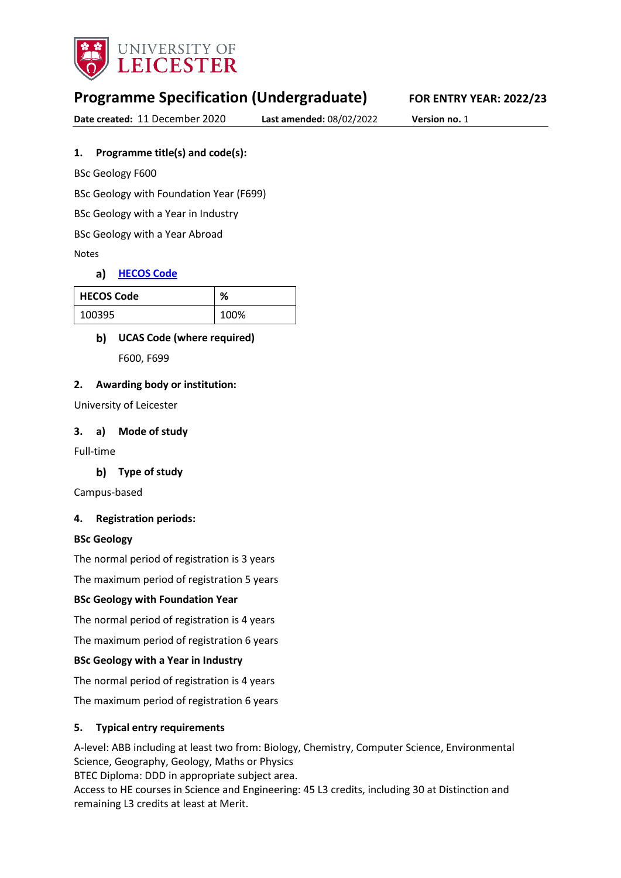# Programme Specification (Undergraduate)

**FOR ENTRY YEAR: 2022/23**

**Date created:** 11 December 2020 **Last amended:** 08/02/2022 **Version no.** 1

### 1. Programme title(s) and code(s):

BSc Geology F600

BSc Geology with Foundation Year (F699)

BSc Geology with a Year in Industry

BSc Geology with a Year Abroad

Notes

#### a) HECOS Code

| HECOS Code | % |
|---|---|
| 100395 | 100% |

#### b) UCAS Code (where required)

F600, F699

### 2. Awarding body or institution:

University of Leicester

### 3. a) Mode of study

Full-time

#### b) Type of study

Campus-based

### 4. Registration periods:

**BSc Geology**

The normal period of registration is 3 years

The maximum period of registration 5 years

**BSc Geology with Foundation Year**

The normal period of registration is 4 years

The maximum period of registration 6 years

**BSc Geology with a Year in Industry**

The normal period of registration is 4 years

The maximum period of registration 6 years

### 5. Typical entry requirements

A-level: ABB including at least two from: Biology, Chemistry, Computer Science, Environmental Science, Geography, Geology, Maths or Physics
BTEC Diploma: DDD in appropriate subject area.
Access to HE courses in Science and Engineering: 45 L3 credits, including 30 at Distinction and remaining L3 credits at least at Merit.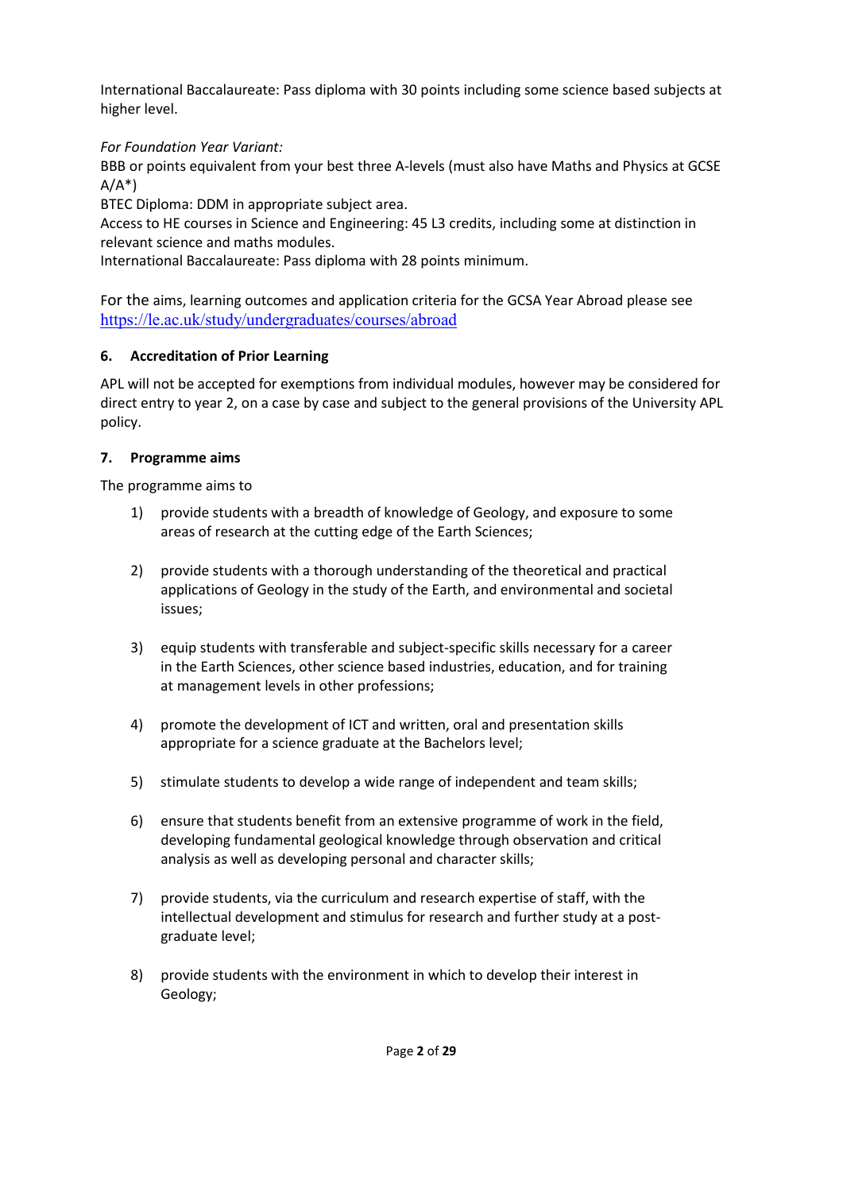International Baccalaureate: Pass diploma with 30 points including some science based subjects at higher level.

*For Foundation Year Variant:*

BBB or points equivalent from your best three A-levels (must also have Maths and Physics at GCSE A/A*)

BTEC Diploma: DDM in appropriate subject area.

Access to HE courses in Science and Engineering: 45 L3 credits, including some at distinction in relevant science and maths modules.

International Baccalaureate: Pass diploma with 28 points minimum.

For the aims, learning outcomes and application criteria for the GCSA Year Abroad please see https://le.ac.uk/study/undergraduates/courses/abroad

## 6. Accreditation of Prior Learning

APL will not be accepted for exemptions from individual modules, however may be considered for direct entry to year 2, on a case by case and subject to the general provisions of the University APL policy.

## 7. Programme aims

The programme aims to

1) provide students with a breadth of knowledge of Geology, and exposure to some areas of research at the cutting edge of the Earth Sciences;

2) provide students with a thorough understanding of the theoretical and practical applications of Geology in the study of the Earth, and environmental and societal issues;

3) equip students with transferable and subject-specific skills necessary for a career in the Earth Sciences, other science based industries, education, and for training at management levels in other professions;

4) promote the development of ICT and written, oral and presentation skills appropriate for a science graduate at the Bachelors level;

5) stimulate students to develop a wide range of independent and team skills;

6) ensure that students benefit from an extensive programme of work in the field, developing fundamental geological knowledge through observation and critical analysis as well as developing personal and character skills;

7) provide students, via the curriculum and research expertise of staff, with the intellectual development and stimulus for research and further study at a post-graduate level;

8) provide students with the environment in which to develop their interest in Geology;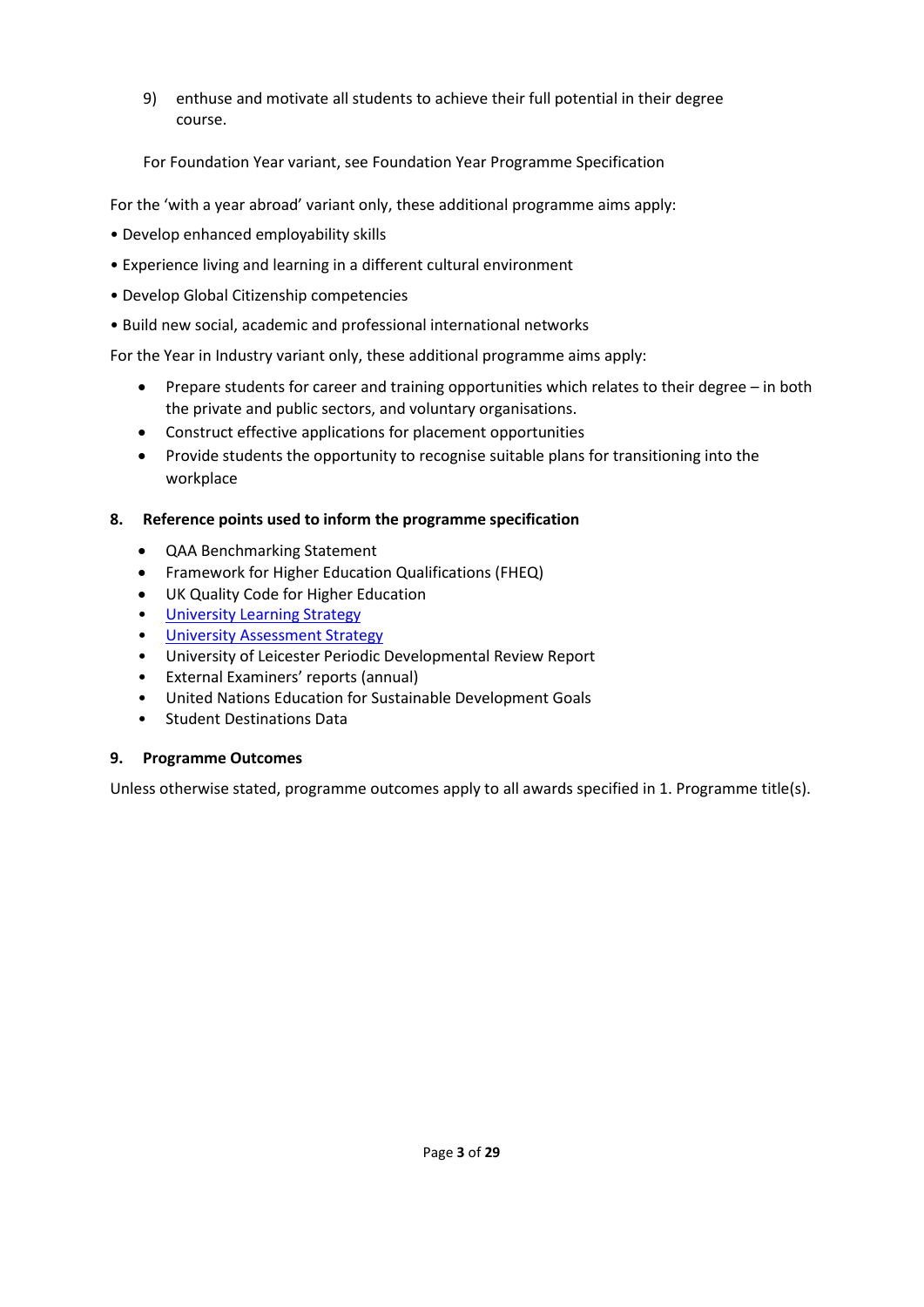9) enthuse and motivate all students to achieve their full potential in their degree course.

For Foundation Year variant, see Foundation Year Programme Specification

For the 'with a year abroad' variant only, these additional programme aims apply:

- Develop enhanced employability skills
- Experience living and learning in a different cultural environment
- Develop Global Citizenship competencies
- Build new social, academic and professional international networks

For the Year in Industry variant only, these additional programme aims apply:

- Prepare students for career and training opportunities which relates to their degree – in both the private and public sectors, and voluntary organisations.
- Construct effective applications for placement opportunities
- Provide students the opportunity to recognise suitable plans for transitioning into the workplace

## 8. Reference points used to inform the programme specification

- QAA Benchmarking Statement
- Framework for Higher Education Qualifications (FHEQ)
- UK Quality Code for Higher Education
- University Learning Strategy
- University Assessment Strategy
- University of Leicester Periodic Developmental Review Report
- External Examiners' reports (annual)
- United Nations Education for Sustainable Development Goals
- Student Destinations Data

## 9. Programme Outcomes

Unless otherwise stated, programme outcomes apply to all awards specified in 1. Programme title(s).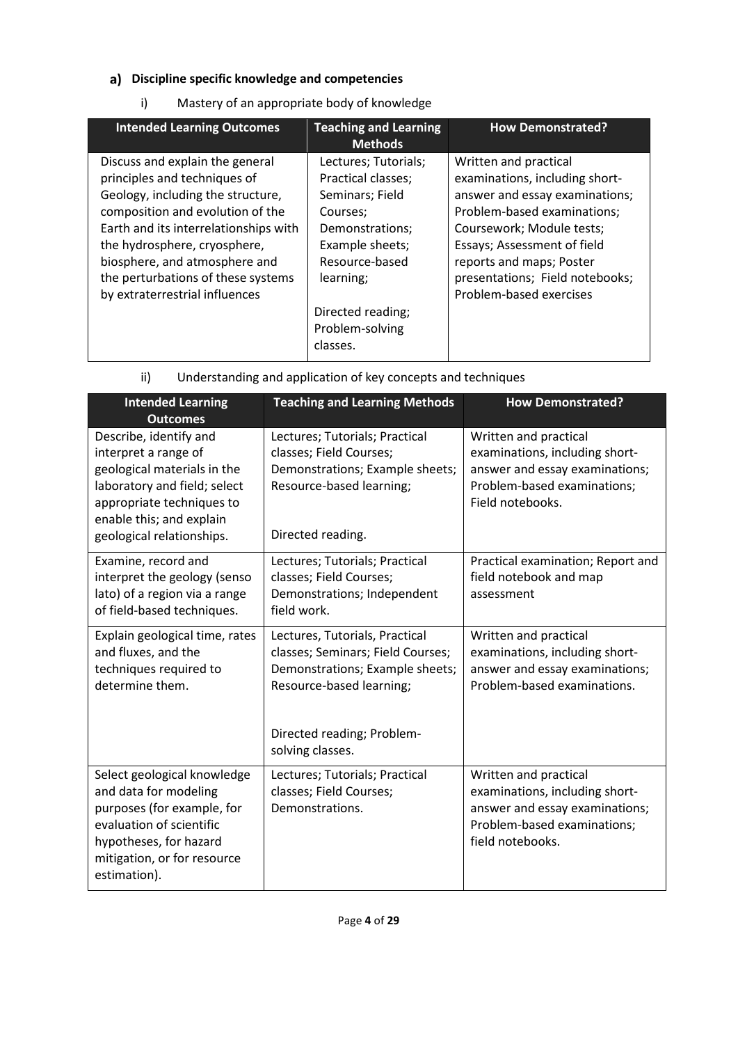### a) Discipline specific knowledge and competencies

i) Mastery of an appropriate body of knowledge

| Intended Learning Outcomes | Teaching and Learning Methods | How Demonstrated? |
| --- | --- | --- |
| Discuss and explain the general principles and techniques of Geology, including the structure, composition and evolution of the Earth and its interrelationships with the hydrosphere, cryosphere, biosphere, and atmosphere and the perturbations of these systems by extraterrestrial influences | Lectures; Tutorials; Practical classes; Seminars; Field Courses; Demonstrations; Example sheets; Resource-based learning; Directed reading; Problem-solving classes. | Written and practical examinations, including short-answer and essay examinations; Problem-based examinations; Coursework; Module tests; Essays; Assessment of field reports and maps; Poster presentations; Field notebooks; Problem-based exercises |

ii) Understanding and application of key concepts and techniques

| Intended Learning Outcomes | Teaching and Learning Methods | How Demonstrated? |
| --- | --- | --- |
| Describe, identify and interpret a range of geological materials in the laboratory and field; select appropriate techniques to enable this; and explain geological relationships. | Lectures; Tutorials; Practical classes; Field Courses; Demonstrations; Example sheets; Resource-based learning; Directed reading. | Written and practical examinations, including short-answer and essay examinations; Problem-based examinations; Field notebooks. |
| Examine, record and interpret the geology (senso lato) of a region via a range of field-based techniques. | Lectures; Tutorials; Practical classes; Field Courses; Demonstrations; Independent field work. | Practical examination; Report and field notebook and map assessment |
| Explain geological time, rates and fluxes, and the techniques required to determine them. | Lectures, Tutorials, Practical classes; Seminars; Field Courses; Demonstrations; Example sheets; Resource-based learning; Directed reading; Problem-solving classes. | Written and practical examinations, including short-answer and essay examinations; Problem-based examinations. |
| Select geological knowledge and data for modeling purposes (for example, for evaluation of scientific hypotheses, for hazard mitigation, or for resource estimation). | Lectures; Tutorials; Practical classes; Field Courses; Demonstrations. | Written and practical examinations, including short-answer and essay examinations; Problem-based examinations; field notebooks. |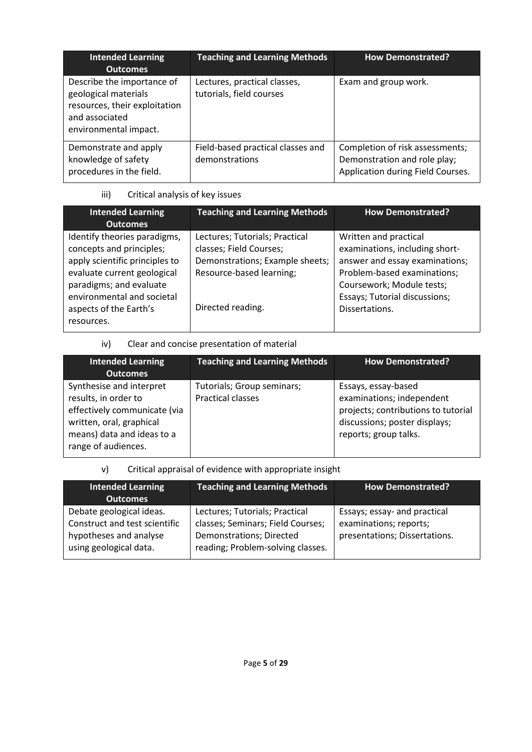| Intended Learning Outcomes | Teaching and Learning Methods | How Demonstrated? |
|---|---|---|
| Describe the importance of geological materials resources, their exploitation and associated environmental impact. | Lectures, practical classes, tutorials, field courses | Exam and group work. |
| Demonstrate and apply knowledge of safety procedures in the field. | Field-based practical classes and demonstrations | Completion of risk assessments; Demonstration and role play; Application during Field Courses. |

iii) Critical analysis of key issues

| Intended Learning Outcomes | Teaching and Learning Methods | How Demonstrated? |
|---|---|---|
| Identify theories paradigms, concepts and principles; apply scientific principles to evaluate current geological paradigms; and evaluate environmental and societal aspects of the Earth's resources. | Lectures; Tutorials; Practical classes; Field Courses; Demonstrations; Example sheets; Resource-based learning; Directed reading. | Written and practical examinations, including short-answer and essay examinations; Problem-based examinations; Coursework; Module tests; Essays; Tutorial discussions; Dissertations. |

iv) Clear and concise presentation of material

| Intended Learning Outcomes | Teaching and Learning Methods | How Demonstrated? |
|---|---|---|
| Synthesise and interpret results, in order to effectively communicate (via written, oral, graphical means) data and ideas to a range of audiences. | Tutorials; Group seminars; Practical classes | Essays, essay-based examinations; independent projects; contributions to tutorial discussions; poster displays; reports; group talks. |

v) Critical appraisal of evidence with appropriate insight

| Intended Learning Outcomes | Teaching and Learning Methods | How Demonstrated? |
|---|---|---|
| Debate geological ideas. Construct and test scientific hypotheses and analyse using geological data. | Lectures; Tutorials; Practical classes; Seminars; Field Courses; Demonstrations; Directed reading; Problem-solving classes. | Essays; essay- and practical examinations; reports; presentations; Dissertations. |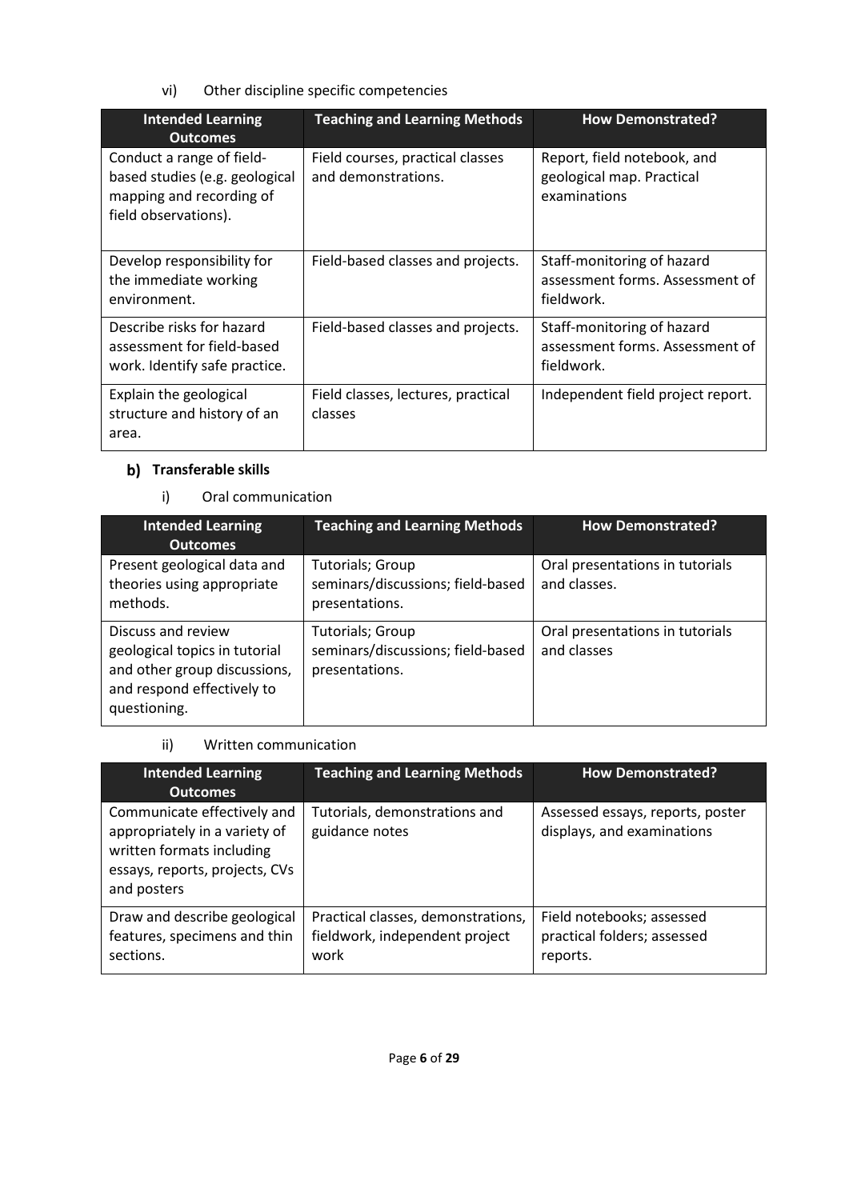vi) Other discipline specific competencies

| Intended Learning Outcomes | Teaching and Learning Methods | How Demonstrated? |
|---|---|---|
| Conduct a range of field-based studies (e.g. geological mapping and recording of field observations). | Field courses, practical classes and demonstrations. | Report, field notebook, and geological map. Practical examinations |
| Develop responsibility for the immediate working environment. | Field-based classes and projects. | Staff-monitoring of hazard assessment forms. Assessment of fieldwork. |
| Describe risks for hazard assessment for field-based work. Identify safe practice. | Field-based classes and projects. | Staff-monitoring of hazard assessment forms. Assessment of fieldwork. |
| Explain the geological structure and history of an area. | Field classes, lectures, practical classes | Independent field project report. |

## b) Transferable skills

i) Oral communication

| Intended Learning Outcomes | Teaching and Learning Methods | How Demonstrated? |
|---|---|---|
| Present geological data and theories using appropriate methods. | Tutorials; Group seminars/discussions; field-based presentations. | Oral presentations in tutorials and classes. |
| Discuss and review geological topics in tutorial and other group discussions, and respond effectively to questioning. | Tutorials; Group seminars/discussions; field-based presentations. | Oral presentations in tutorials and classes |

ii) Written communication

| Intended Learning Outcomes | Teaching and Learning Methods | How Demonstrated? |
|---|---|---|
| Communicate effectively and appropriately in a variety of written formats including essays, reports, projects, CVs and posters | Tutorials, demonstrations and guidance notes | Assessed essays, reports, poster displays, and examinations |
| Draw and describe geological features, specimens and thin sections. | Practical classes, demonstrations, fieldwork, independent project work | Field notebooks; assessed practical folders; assessed reports. |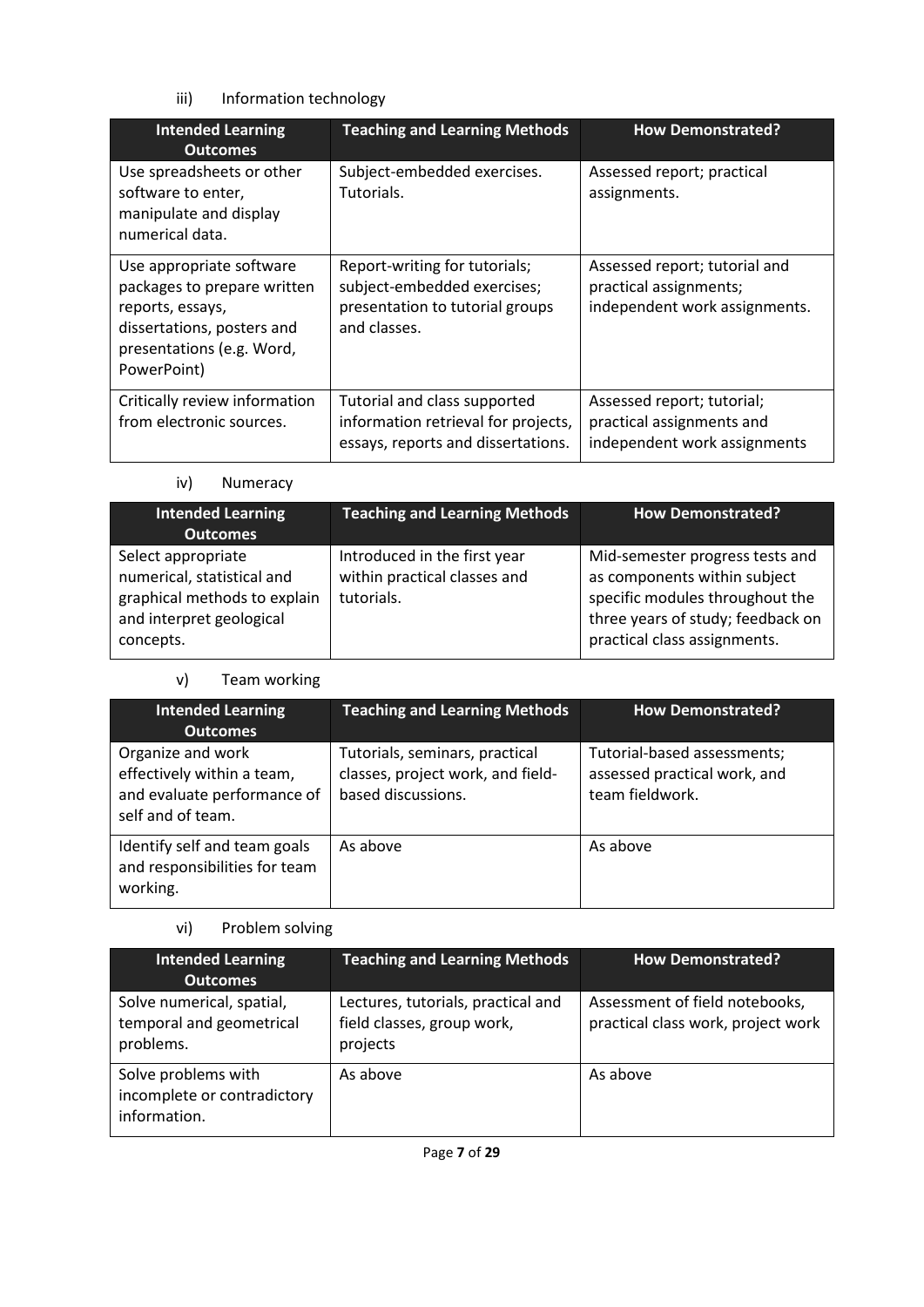iii) Information technology

| Intended Learning Outcomes | Teaching and Learning Methods | How Demonstrated? |
|---|---|---|
| Use spreadsheets or other software to enter, manipulate and display numerical data. | Subject-embedded exercises. Tutorials. | Assessed report; practical assignments. |
| Use appropriate software packages to prepare written reports, essays, dissertations, posters and presentations (e.g. Word, PowerPoint) | Report-writing for tutorials; subject-embedded exercises; presentation to tutorial groups and classes. | Assessed report; tutorial and practical assignments; independent work assignments. |
| Critically review information from electronic sources. | Tutorial and class supported information retrieval for projects, essays, reports and dissertations. | Assessed report; tutorial; practical assignments and independent work assignments |

iv) Numeracy

| Intended Learning Outcomes | Teaching and Learning Methods | How Demonstrated? |
|---|---|---|
| Select appropriate numerical, statistical and graphical methods to explain and interpret geological concepts. | Introduced in the first year within practical classes and tutorials. | Mid-semester progress tests and as components within subject specific modules throughout the three years of study; feedback on practical class assignments. |

v) Team working

| Intended Learning Outcomes | Teaching and Learning Methods | How Demonstrated? |
|---|---|---|
| Organize and work effectively within a team, and evaluate performance of self and of team. | Tutorials, seminars, practical classes, project work, and field-based discussions. | Tutorial-based assessments; assessed practical work, and team fieldwork. |
| Identify self and team goals and responsibilities for team working. | As above | As above |

vi) Problem solving

| Intended Learning Outcomes | Teaching and Learning Methods | How Demonstrated? |
|---|---|---|
| Solve numerical, spatial, temporal and geometrical problems. | Lectures, tutorials, practical and field classes, group work, projects | Assessment of field notebooks, practical class work, project work |
| Solve problems with incomplete or contradictory information. | As above | As above |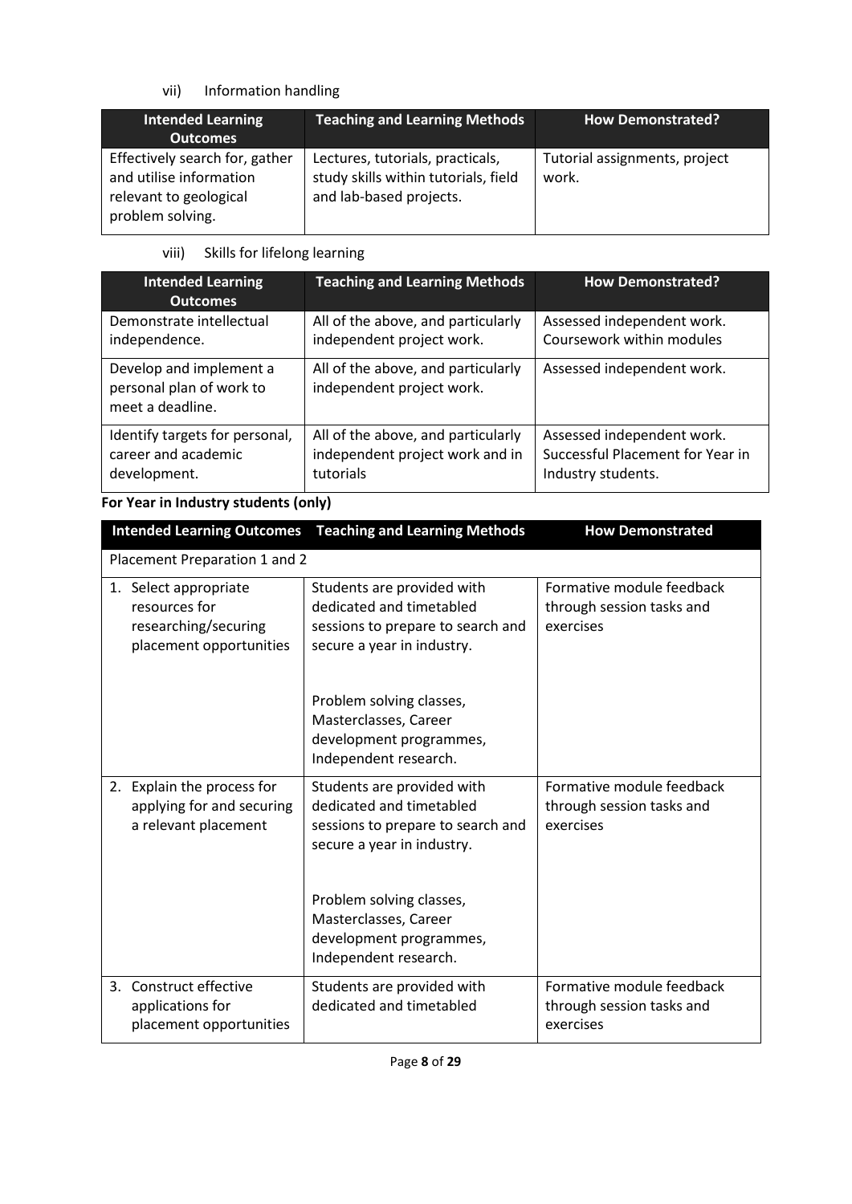vii) Information handling

| Intended Learning Outcomes | Teaching and Learning Methods | How Demonstrated? |
|---|---|---|
| Effectively search for, gather and utilise information relevant to geological problem solving. | Lectures, tutorials, practicals, study skills within tutorials, field and lab-based projects. | Tutorial assignments, project work. |

viii) Skills for lifelong learning

| Intended Learning Outcomes | Teaching and Learning Methods | How Demonstrated? |
|---|---|---|
| Demonstrate intellectual independence. | All of the above, and particularly independent project work. | Assessed independent work. Coursework within modules |
| Develop and implement a personal plan of work to meet a deadline. | All of the above, and particularly independent project work. | Assessed independent work. |
| Identify targets for personal, career and academic development. | All of the above, and particularly independent project work and in tutorials | Assessed independent work. Successful Placement for Year in Industry students. |

**For Year in Industry students (only)**

| Intended Learning Outcomes | Teaching and Learning Methods | How Demonstrated |
|---|---|---|
| Placement Preparation 1 and 2 | | |
| 1. Select appropriate resources for researching/securing placement opportunities | Students are provided with dedicated and timetabled sessions to prepare to search and secure a year in industry.<br><br>Problem solving classes, Masterclasses, Career development programmes, Independent research. | Formative module feedback through session tasks and exercises |
| 2. Explain the process for applying for and securing a relevant placement | Students are provided with dedicated and timetabled sessions to prepare to search and secure a year in industry.<br><br>Problem solving classes, Masterclasses, Career development programmes, Independent research. | Formative module feedback through session tasks and exercises |
| 3. Construct effective applications for placement opportunities | Students are provided with dedicated and timetabled | Formative module feedback through session tasks and exercises |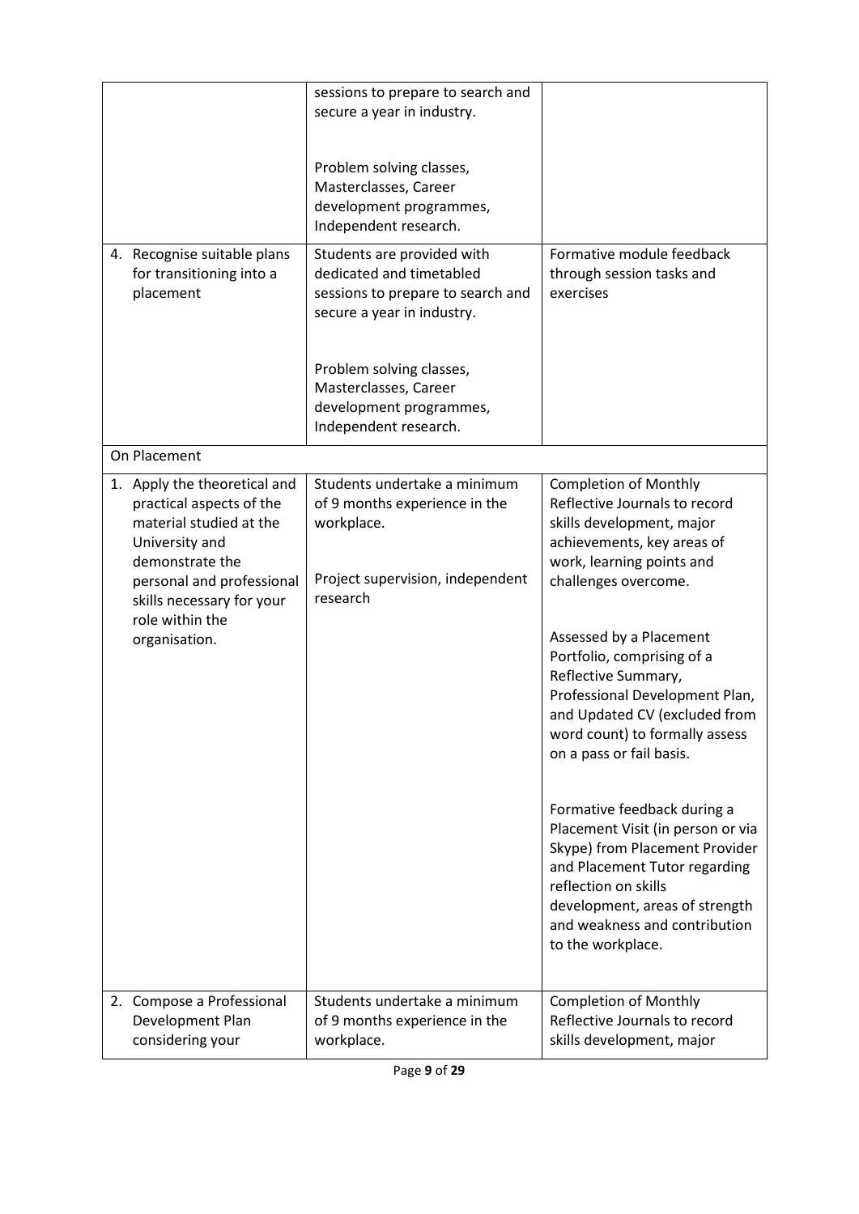| | | |
|---|---|---|
| | sessions to prepare to search and secure a year in industry.<br><br>Problem solving classes, Masterclasses, Career development programmes, Independent research. | |
| 4. Recognise suitable plans for transitioning into a placement | Students are provided with dedicated and timetabled sessions to prepare to search and secure a year in industry.<br><br>Problem solving classes, Masterclasses, Career development programmes, Independent research. | Formative module feedback through session tasks and exercises |
| On Placement | | |
| 1. Apply the theoretical and practical aspects of the material studied at the University and demonstrate the personal and professional skills necessary for your role within the organisation. | Students undertake a minimum of 9 months experience in the workplace.<br><br>Project supervision, independent research | Completion of Monthly Reflective Journals to record skills development, major achievements, key areas of work, learning points and challenges overcome.<br><br>Assessed by a Placement Portfolio, comprising of a Reflective Summary, Professional Development Plan, and Updated CV (excluded from word count) to formally assess on a pass or fail basis.<br><br>Formative feedback during a Placement Visit (in person or via Skype) from Placement Provider and Placement Tutor regarding reflection on skills development, areas of strength and weakness and contribution to the workplace. |
| 2. Compose a Professional Development Plan considering your | Students undertake a minimum of 9 months experience in the workplace. | Completion of Monthly Reflective Journals to record skills development, major |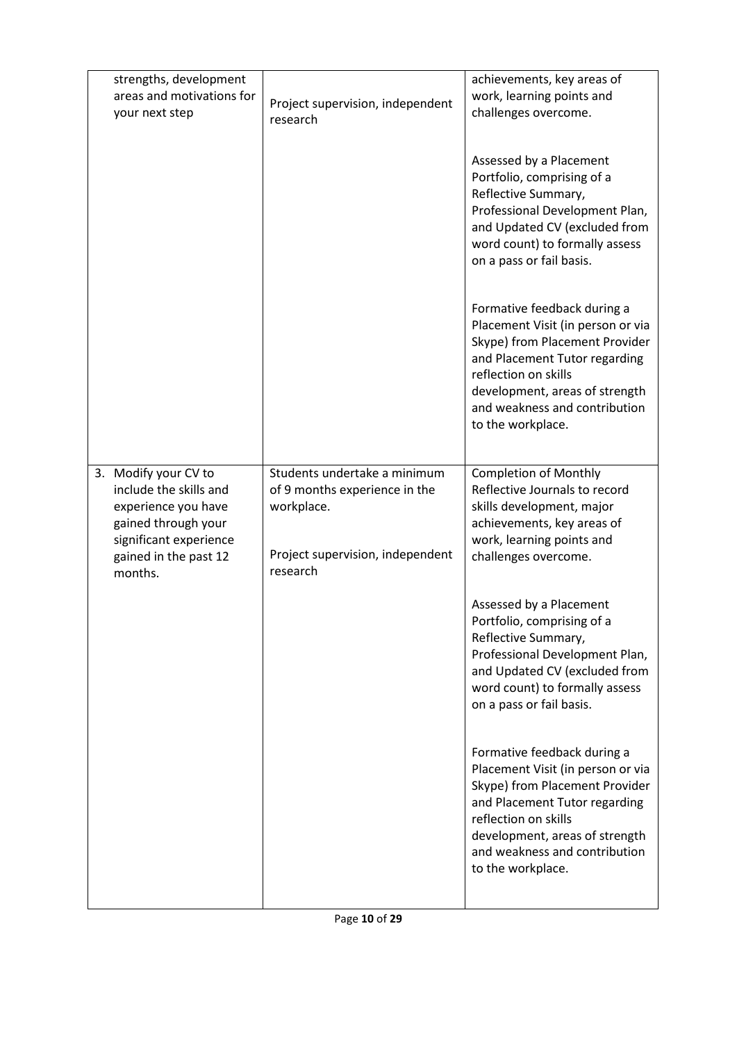| | | |
|---|---|---|
| strengths, development areas and motivations for your next step | Project supervision, independent research | achievements, key areas of work, learning points and challenges overcome.<br><br>Assessed by a Placement Portfolio, comprising of a Reflective Summary, Professional Development Plan, and Updated CV (excluded from word count) to formally assess on a pass or fail basis.<br><br>Formative feedback during a Placement Visit (in person or via Skype) from Placement Provider and Placement Tutor regarding reflection on skills development, areas of strength and weakness and contribution to the workplace. |
| 3. Modify your CV to include the skills and experience you have gained through your significant experience gained in the past 12 months. | Students undertake a minimum of 9 months experience in the workplace.<br><br>Project supervision, independent research | Completion of Monthly Reflective Journals to record skills development, major achievements, key areas of work, learning points and challenges overcome.<br><br>Assessed by a Placement Portfolio, comprising of a Reflective Summary, Professional Development Plan, and Updated CV (excluded from word count) to formally assess on a pass or fail basis.<br><br>Formative feedback during a Placement Visit (in person or via Skype) from Placement Provider and Placement Tutor regarding reflection on skills development, areas of strength and weakness and contribution to the workplace. |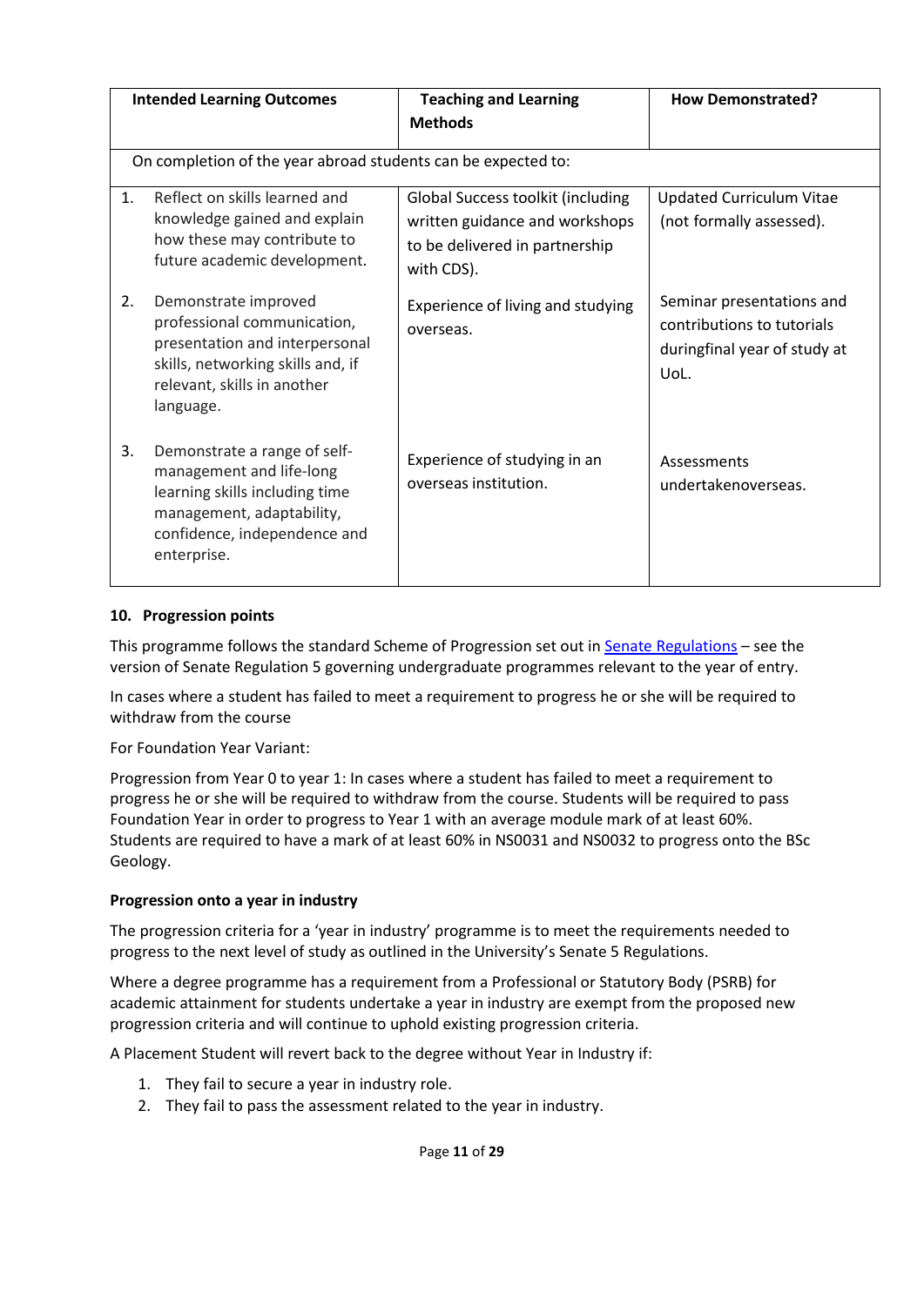| Intended Learning Outcomes | Teaching and Learning Methods | How Demonstrated? |
|---|---|---|
| On completion of the year abroad students can be expected to: | | |
| 1. Reflect on skills learned and knowledge gained and explain how these may contribute to future academic development. | Global Success toolkit (including written guidance and workshops to be delivered in partnership with CDS). | Updated Curriculum Vitae (not formally assessed). |
| 2. Demonstrate improved professional communication, presentation and interpersonal skills, networking skills and, if relevant, skills in another language. | Experience of living and studying overseas. | Seminar presentations and contributions to tutorials duringfinal year of study at UoL. |
| 3. Demonstrate a range of self-management and life-long learning skills including time management, adaptability, confidence, independence and enterprise. | Experience of studying in an overseas institution. | Assessments undertakenoverseas. |

### 10. Progression points

This programme follows the standard Scheme of Progression set out in Senate Regulations – see the version of Senate Regulation 5 governing undergraduate programmes relevant to the year of entry.

In cases where a student has failed to meet a requirement to progress he or she will be required to withdraw from the course

For Foundation Year Variant:

Progression from Year 0 to year 1: In cases where a student has failed to meet a requirement to progress he or she will be required to withdraw from the course. Students will be required to pass Foundation Year in order to progress to Year 1 with an average module mark of at least 60%. Students are required to have a mark of at least 60% in NS0031 and NS0032 to progress onto the BSc Geology.

**Progression onto a year in industry**

The progression criteria for a 'year in industry' programme is to meet the requirements needed to progress to the next level of study as outlined in the University's Senate 5 Regulations.

Where a degree programme has a requirement from a Professional or Statutory Body (PSRB) for academic attainment for students undertake a year in industry are exempt from the proposed new progression criteria and will continue to uphold existing progression criteria.

A Placement Student will revert back to the degree without Year in Industry if:

1. They fail to secure a year in industry role.
2. They fail to pass the assessment related to the year in industry.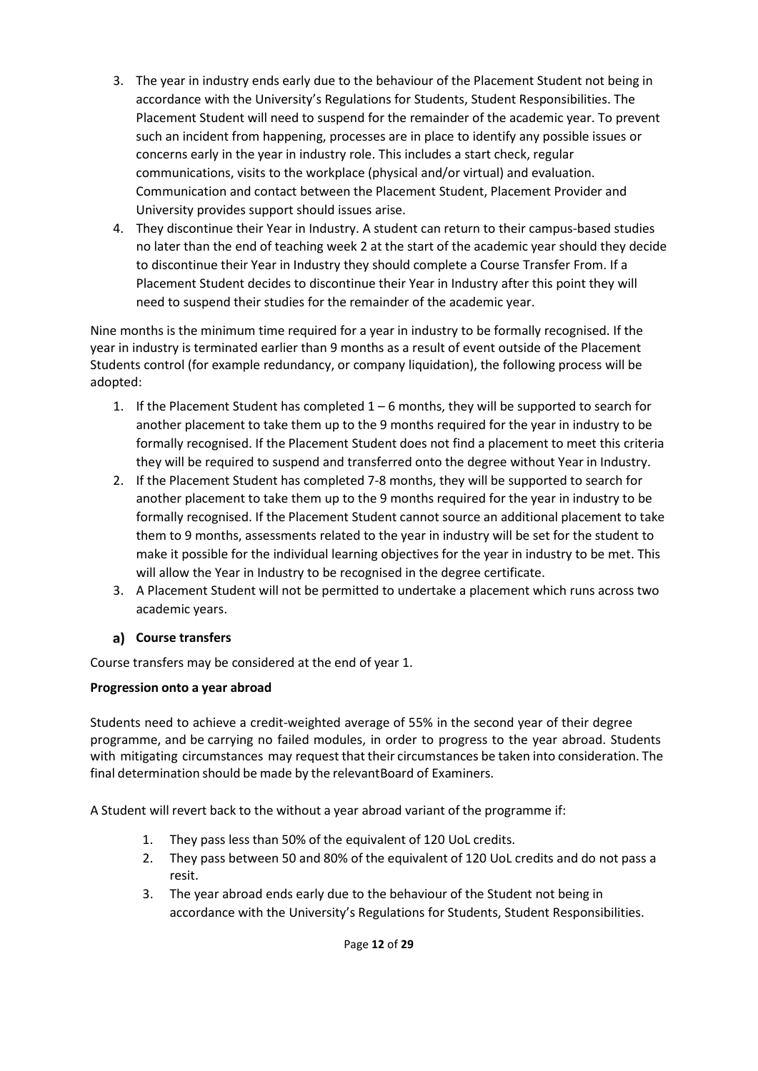3. The year in industry ends early due to the behaviour of the Placement Student not being in accordance with the University's Regulations for Students, Student Responsibilities. The Placement Student will need to suspend for the remainder of the academic year. To prevent such an incident from happening, processes are in place to identify any possible issues or concerns early in the year in industry role. This includes a start check, regular communications, visits to the workplace (physical and/or virtual) and evaluation. Communication and contact between the Placement Student, Placement Provider and University provides support should issues arise.
4. They discontinue their Year in Industry. A student can return to their campus-based studies no later than the end of teaching week 2 at the start of the academic year should they decide to discontinue their Year in Industry they should complete a Course Transfer From. If a Placement Student decides to discontinue their Year in Industry after this point they will need to suspend their studies for the remainder of the academic year.

Nine months is the minimum time required for a year in industry to be formally recognised. If the year in industry is terminated earlier than 9 months as a result of event outside of the Placement Students control (for example redundancy, or company liquidation), the following process will be adopted:

1. If the Placement Student has completed 1 – 6 months, they will be supported to search for another placement to take them up to the 9 months required for the year in industry to be formally recognised. If the Placement Student does not find a placement to meet this criteria they will be required to suspend and transferred onto the degree without Year in Industry.
2. If the Placement Student has completed 7-8 months, they will be supported to search for another placement to take them up to the 9 months required for the year in industry to be formally recognised. If the Placement Student cannot source an additional placement to take them to 9 months, assessments related to the year in industry will be set for the student to make it possible for the individual learning objectives for the year in industry to be met. This will allow the Year in Industry to be recognised in the degree certificate.
3. A Placement Student will not be permitted to undertake a placement which runs across two academic years.

### a) Course transfers

Course transfers may be considered at the end of year 1.

**Progression onto a year abroad**

Students need to achieve a credit-weighted average of 55% in the second year of their degree programme, and be carrying no failed modules, in order to progress to the year abroad. Students with mitigating circumstances may request that their circumstances be taken into consideration. The final determination should be made by the relevantBoard of Examiners.

A Student will revert back to the without a year abroad variant of the programme if:

1. They pass less than 50% of the equivalent of 120 UoL credits.
2. They pass between 50 and 80% of the equivalent of 120 UoL credits and do not pass a resit.
3. The year abroad ends early due to the behaviour of the Student not being in accordance with the University's Regulations for Students, Student Responsibilities.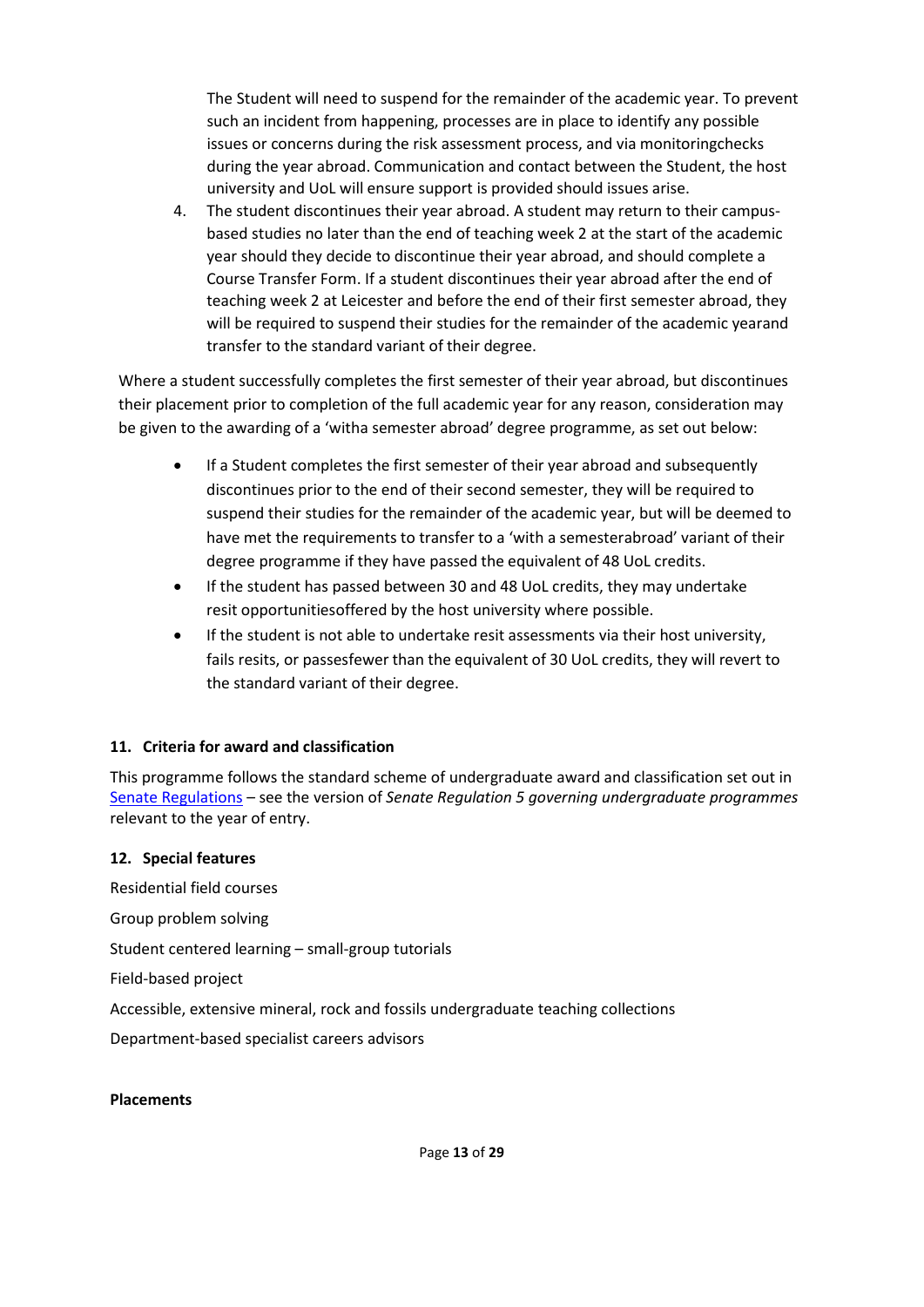The Student will need to suspend for the remainder of the academic year. To prevent such an incident from happening, processes are in place to identify any possible issues or concerns during the risk assessment process, and via monitoringchecks during the year abroad. Communication and contact between the Student, the host university and UoL will ensure support is provided should issues arise.

4. The student discontinues their year abroad. A student may return to their campus-based studies no later than the end of teaching week 2 at the start of the academic year should they decide to discontinue their year abroad, and should complete a Course Transfer Form. If a student discontinues their year abroad after the end of teaching week 2 at Leicester and before the end of their first semester abroad, they will be required to suspend their studies for the remainder of the academic yearand transfer to the standard variant of their degree.

Where a student successfully completes the first semester of their year abroad, but discontinues their placement prior to completion of the full academic year for any reason, consideration may be given to the awarding of a 'witha semester abroad' degree programme, as set out below:

- If a Student completes the first semester of their year abroad and subsequently discontinues prior to the end of their second semester, they will be required to suspend their studies for the remainder of the academic year, but will be deemed to have met the requirements to transfer to a 'with a semesterabroad' variant of their degree programme if they have passed the equivalent of 48 UoL credits.
- If the student has passed between 30 and 48 UoL credits, they may undertake resit opportunitiesoffered by the host university where possible.
- If the student is not able to undertake resit assessments via their host university, fails resits, or passesfewer than the equivalent of 30 UoL credits, they will revert to the standard variant of their degree.

## 11. Criteria for award and classification

This programme follows the standard scheme of undergraduate award and classification set out in Senate Regulations – see the version of *Senate Regulation 5 governing undergraduate programmes* relevant to the year of entry.

## 12. Special features

Residential field courses

Group problem solving

Student centered learning – small-group tutorials

Field-based project

Accessible, extensive mineral, rock and fossils undergraduate teaching collections

Department-based specialist careers advisors

**Placements**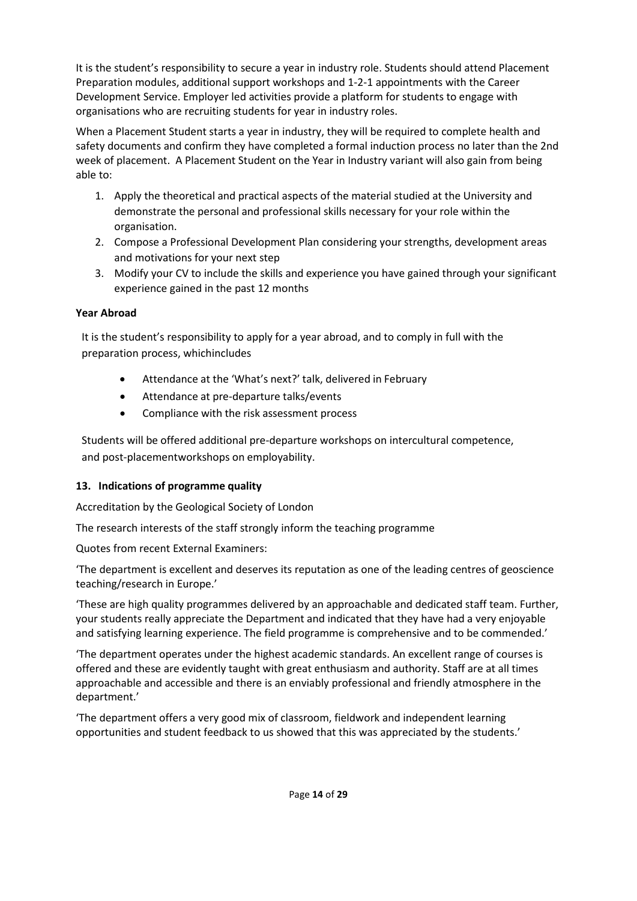It is the student's responsibility to secure a year in industry role. Students should attend Placement Preparation modules, additional support workshops and 1-2-1 appointments with the Career Development Service. Employer led activities provide a platform for students to engage with organisations who are recruiting students for year in industry roles.

When a Placement Student starts a year in industry, they will be required to complete health and safety documents and confirm they have completed a formal induction process no later than the 2nd week of placement. A Placement Student on the Year in Industry variant will also gain from being able to:

1. Apply the theoretical and practical aspects of the material studied at the University and demonstrate the personal and professional skills necessary for your role within the organisation.
2. Compose a Professional Development Plan considering your strengths, development areas and motivations for your next step
3. Modify your CV to include the skills and experience you have gained through your significant experience gained in the past 12 months

**Year Abroad**

It is the student's responsibility to apply for a year abroad, and to comply in full with the preparation process, whichincludes

- Attendance at the 'What's next?' talk, delivered in February
- Attendance at pre-departure talks/events
- Compliance with the risk assessment process

Students will be offered additional pre-departure workshops on intercultural competence, and post-placementworkshops on employability.

**13. Indications of programme quality**

Accreditation by the Geological Society of London

The research interests of the staff strongly inform the teaching programme

Quotes from recent External Examiners:

'The department is excellent and deserves its reputation as one of the leading centres of geoscience teaching/research in Europe.'

'These are high quality programmes delivered by an approachable and dedicated staff team. Further, your students really appreciate the Department and indicated that they have had a very enjoyable and satisfying learning experience. The field programme is comprehensive and to be commended.'

'The department operates under the highest academic standards. An excellent range of courses is offered and these are evidently taught with great enthusiasm and authority. Staff are at all times approachable and accessible and there is an enviably professional and friendly atmosphere in the department.'

'The department offers a very good mix of classroom, fieldwork and independent learning opportunities and student feedback to us showed that this was appreciated by the students.'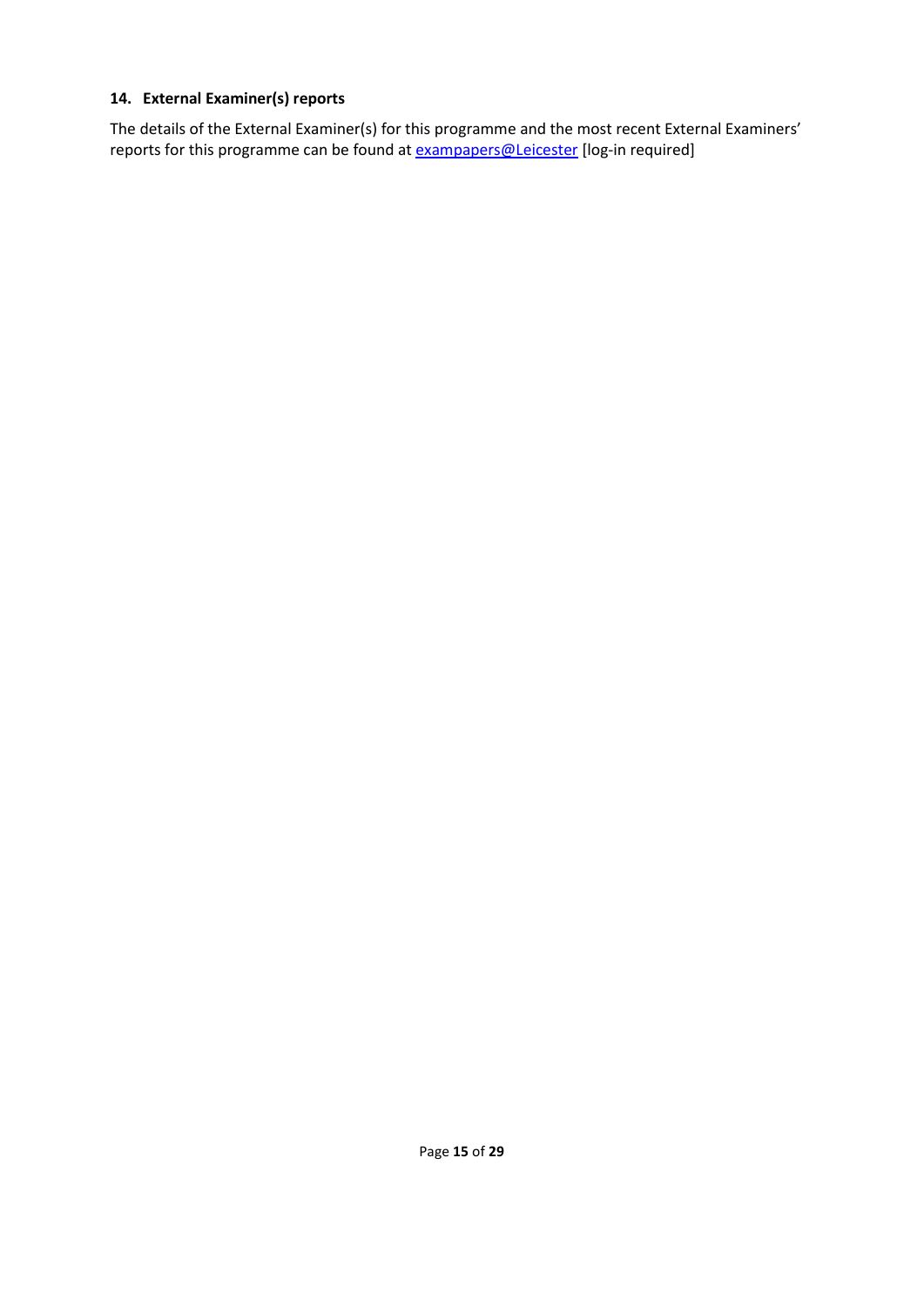## 14. External Examiner(s) reports

The details of the External Examiner(s) for this programme and the most recent External Examiners' reports for this programme can be found at exampapers@Leicester [log-in required]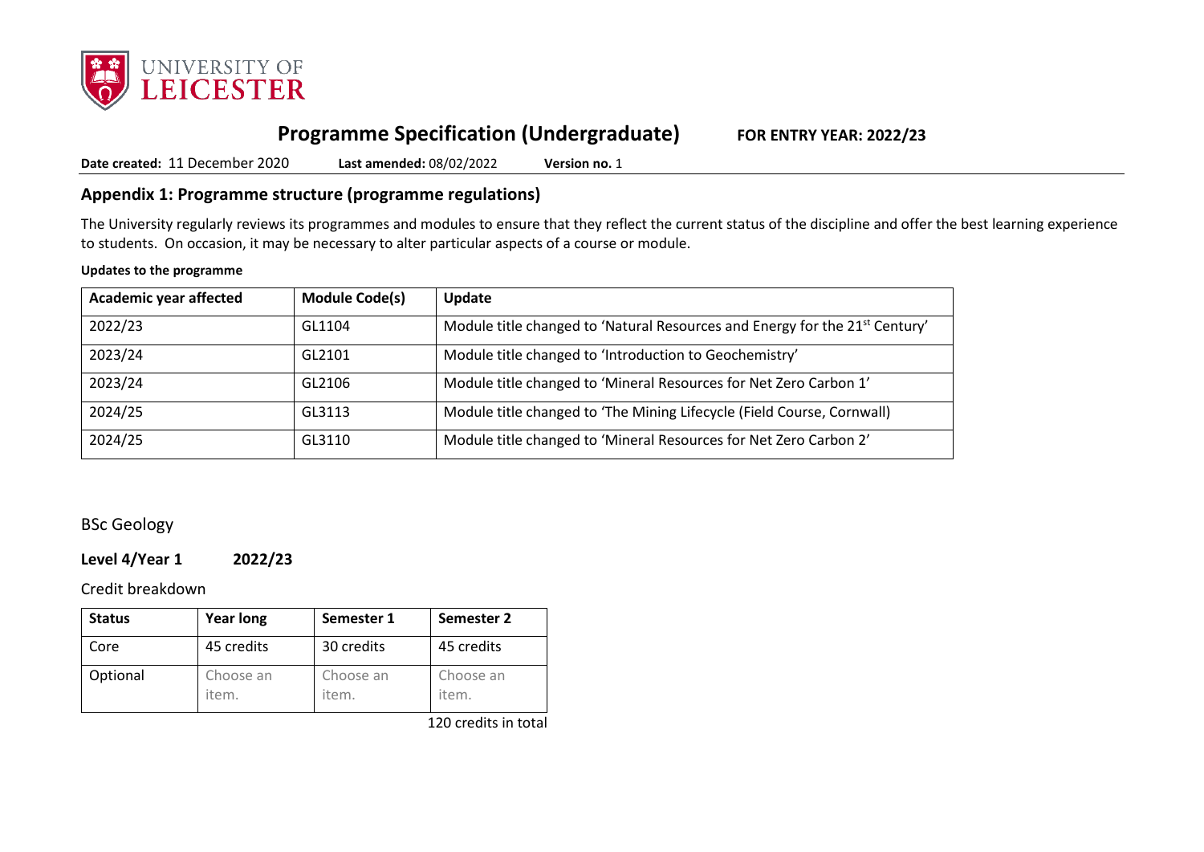# Programme Specification (Undergraduate) FOR ENTRY YEAR: 2022/23

**Date created:** 11 December 2020 **Last amended:** 08/02/2022 **Version no.** 1

## Appendix 1: Programme structure (programme regulations)

The University regularly reviews its programmes and modules to ensure that they reflect the current status of the discipline and offer the best learning experience to students. On occasion, it may be necessary to alter particular aspects of a course or module.

**Updates to the programme**

| Academic year affected | Module Code(s) | Update |
|---|---|---|
| 2022/23 | GL1104 | Module title changed to 'Natural Resources and Energy for the 21st Century' |
| 2023/24 | GL2101 | Module title changed to 'Introduction to Geochemistry' |
| 2023/24 | GL2106 | Module title changed to 'Mineral Resources for Net Zero Carbon 1' |
| 2024/25 | GL3113 | Module title changed to 'The Mining Lifecycle (Field Course, Cornwall) |
| 2024/25 | GL3110 | Module title changed to 'Mineral Resources for Net Zero Carbon 2' |

BSc Geology

**Level 4/Year 1 2022/23**

Credit breakdown

| Status | Year long | Semester 1 | Semester 2 |
|---|---|---|---|
| Core | 45 credits | 30 credits | 45 credits |
| Optional | Choose an item. | Choose an item. | Choose an item. |

120 credits in total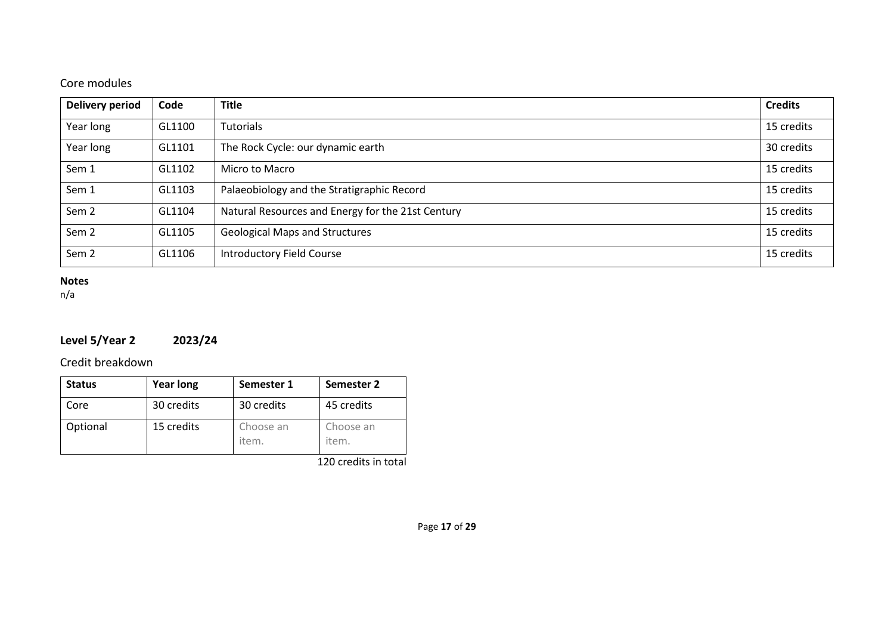Core modules

| Delivery period | Code | Title | Credits |
|---|---|---|---|
| Year long | GL1100 | Tutorials | 15 credits |
| Year long | GL1101 | The Rock Cycle: our dynamic earth | 30 credits |
| Sem 1 | GL1102 | Micro to Macro | 15 credits |
| Sem 1 | GL1103 | Palaeobiology and the Stratigraphic Record | 15 credits |
| Sem 2 | GL1104 | Natural Resources and Energy for the 21st Century | 15 credits |
| Sem 2 | GL1105 | Geological Maps and Structures | 15 credits |
| Sem 2 | GL1106 | Introductory Field Course | 15 credits |

**Notes**
n/a

## Level 5/Year 2 2023/24

Credit breakdown

| Status | Year long | Semester 1 | Semester 2 |
|---|---|---|---|
| Core | 30 credits | 30 credits | 45 credits |
| Optional | 15 credits | Choose an item. | Choose an item. |

120 credits in total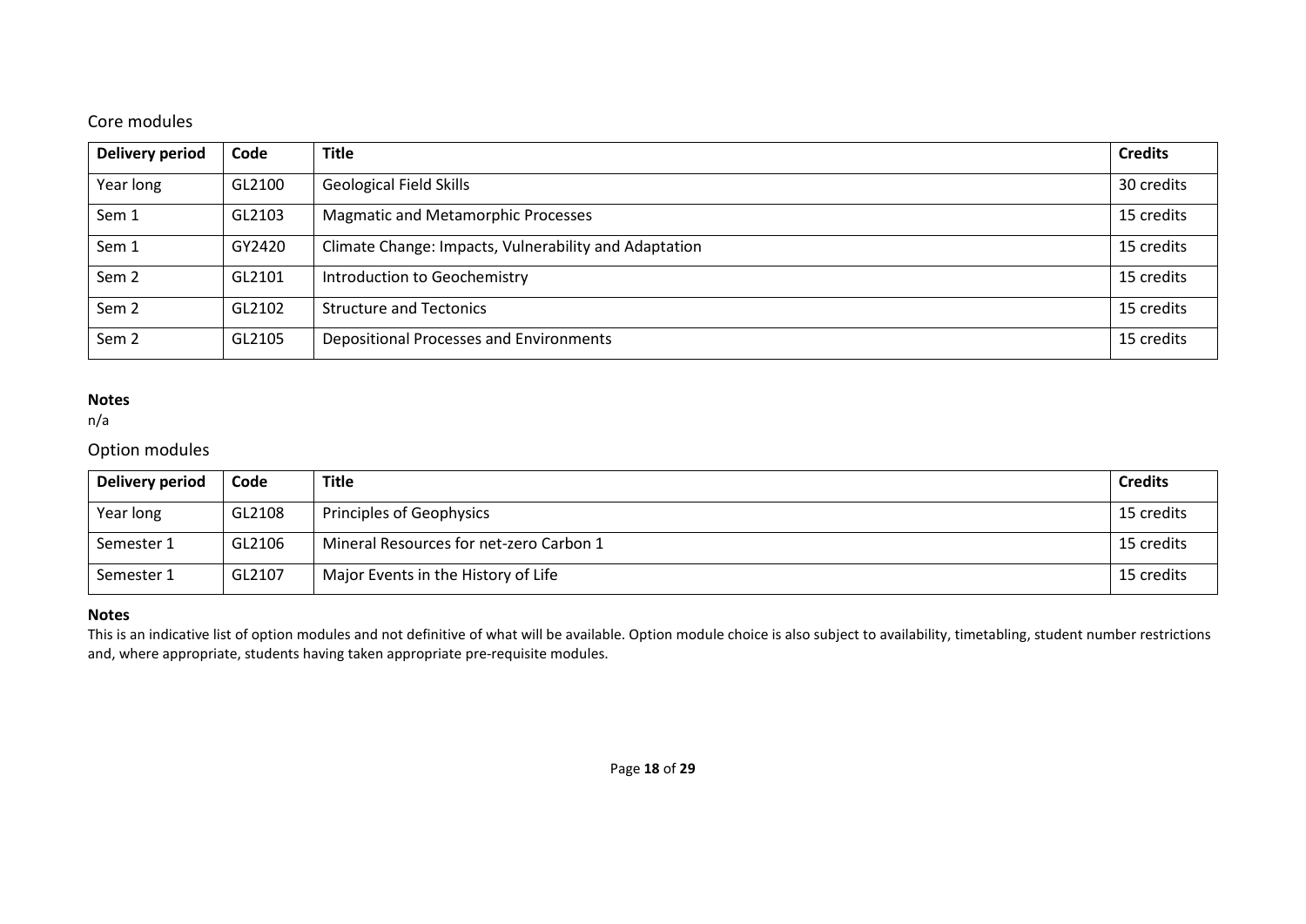## Core modules

| Delivery period | Code | Title | Credits |
|---|---|---|---|
| Year long | GL2100 | Geological Field Skills | 30 credits |
| Sem 1 | GL2103 | Magmatic and Metamorphic Processes | 15 credits |
| Sem 1 | GY2420 | Climate Change: Impacts, Vulnerability and Adaptation | 15 credits |
| Sem 2 | GL2101 | Introduction to Geochemistry | 15 credits |
| Sem 2 | GL2102 | Structure and Tectonics | 15 credits |
| Sem 2 | GL2105 | Depositional Processes and Environments | 15 credits |

**Notes**

n/a

## Option modules

| Delivery period | Code | Title | Credits |
|---|---|---|---|
| Year long | GL2108 | Principles of Geophysics | 15 credits |
| Semester 1 | GL2106 | Mineral Resources for net-zero Carbon 1 | 15 credits |
| Semester 1 | GL2107 | Major Events in the History of Life | 15 credits |

**Notes**

This is an indicative list of option modules and not definitive of what will be available. Option module choice is also subject to availability, timetabling, student number restrictions and, where appropriate, students having taken appropriate pre-requisite modules.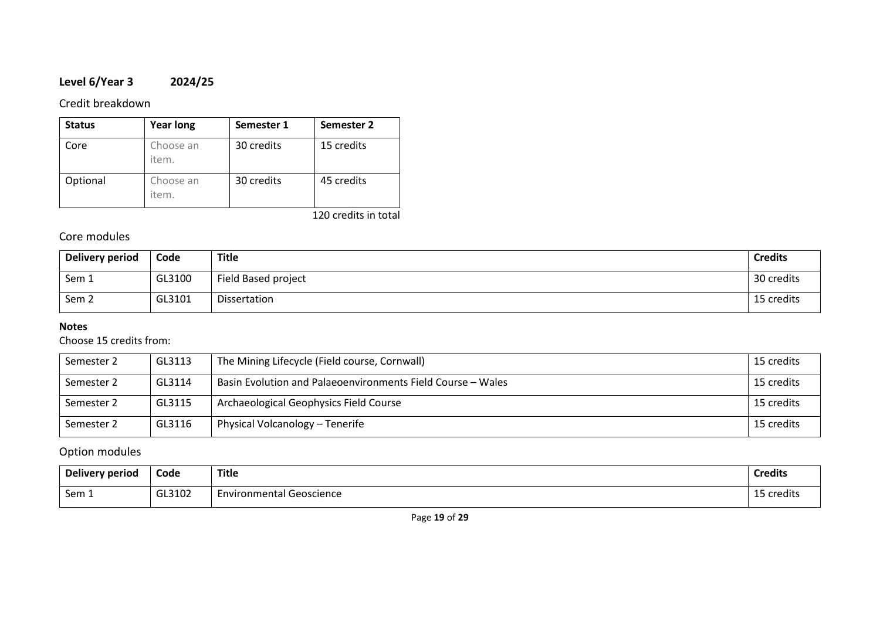**Level 6/Year 3 2024/25**

Credit breakdown

| Status | Year long | Semester 1 | Semester 2 |
|---|---|---|---|
| Core | Choose an item. | 30 credits | 15 credits |
| Optional | Choose an item. | 30 credits | 45 credits |

120 credits in total

Core modules

| Delivery period | Code | Title | Credits |
|---|---|---|---|
| Sem 1 | GL3100 | Field Based project | 30 credits |
| Sem 2 | GL3101 | Dissertation | 15 credits |

**Notes**

Choose 15 credits from:

| | | | |
|---|---|---|---|
| Semester 2 | GL3113 | The Mining Lifecycle (Field course, Cornwall) | 15 credits |
| Semester 2 | GL3114 | Basin Evolution and Palaeoenvironments Field Course – Wales | 15 credits |
| Semester 2 | GL3115 | Archaeological Geophysics Field Course | 15 credits |
| Semester 2 | GL3116 | Physical Volcanology – Tenerife | 15 credits |

Option modules

| Delivery period | Code | Title | Credits |
|---|---|---|---|
| Sem 1 | GL3102 | Environmental Geoscience | 15 credits |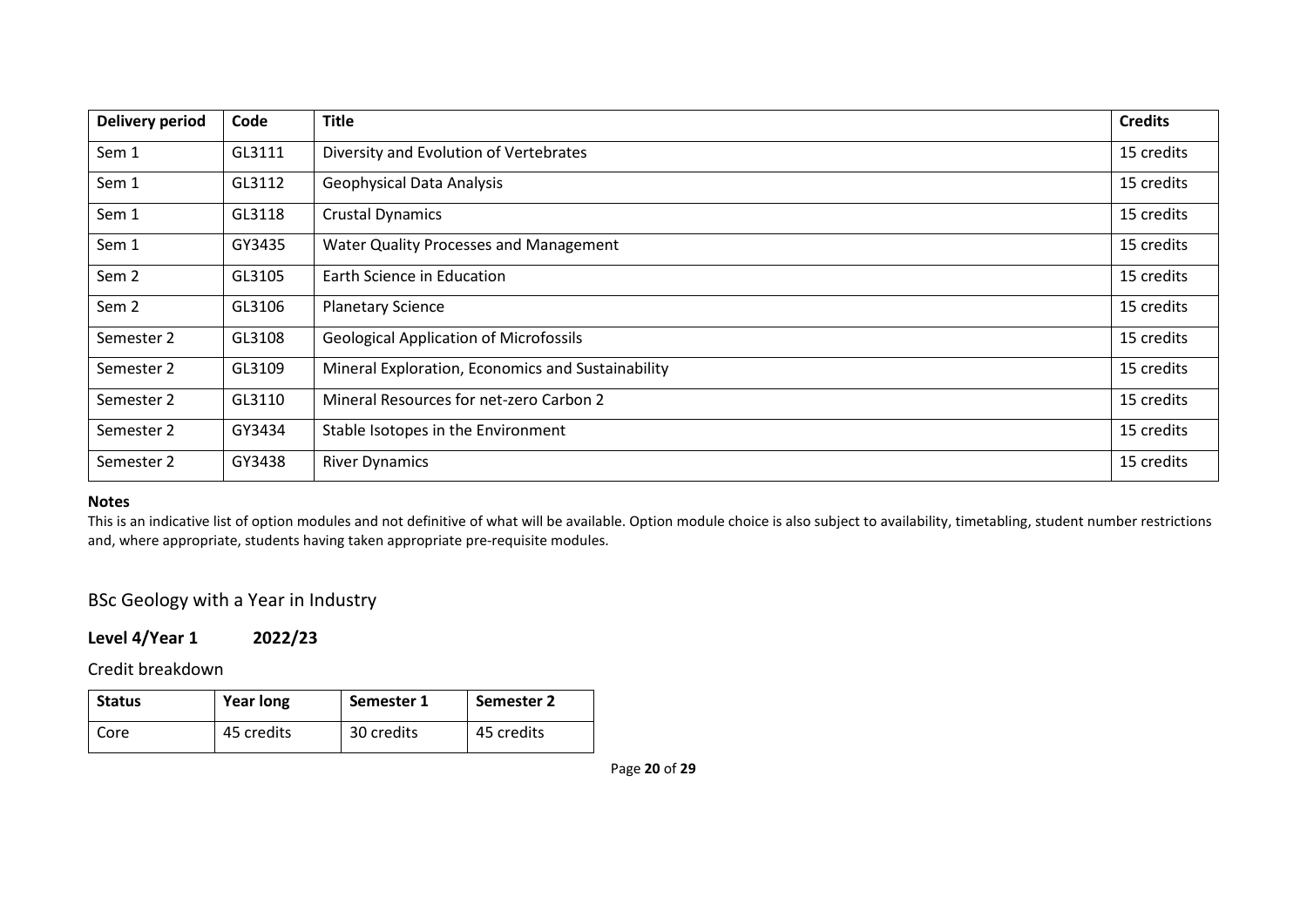| Delivery period | Code | Title | Credits |
|---|---|---|---|
| Sem 1 | GL3111 | Diversity and Evolution of Vertebrates | 15 credits |
| Sem 1 | GL3112 | Geophysical Data Analysis | 15 credits |
| Sem 1 | GL3118 | Crustal Dynamics | 15 credits |
| Sem 1 | GY3435 | Water Quality Processes and Management | 15 credits |
| Sem 2 | GL3105 | Earth Science in Education | 15 credits |
| Sem 2 | GL3106 | Planetary Science | 15 credits |
| Semester 2 | GL3108 | Geological Application of Microfossils | 15 credits |
| Semester 2 | GL3109 | Mineral Exploration, Economics and Sustainability | 15 credits |
| Semester 2 | GL3110 | Mineral Resources for net-zero Carbon 2 | 15 credits |
| Semester 2 | GY3434 | Stable Isotopes in the Environment | 15 credits |
| Semester 2 | GY3438 | River Dynamics | 15 credits |

**Notes**

This is an indicative list of option modules and not definitive of what will be available. Option module choice is also subject to availability, timetabling, student number restrictions and, where appropriate, students having taken appropriate pre-requisite modules.

## BSc Geology with a Year in Industry

### Level 4/Year 1 2022/23

Credit breakdown

| Status | Year long | Semester 1 | Semester 2 |
|---|---|---|---|
| Core | 45 credits | 30 credits | 45 credits |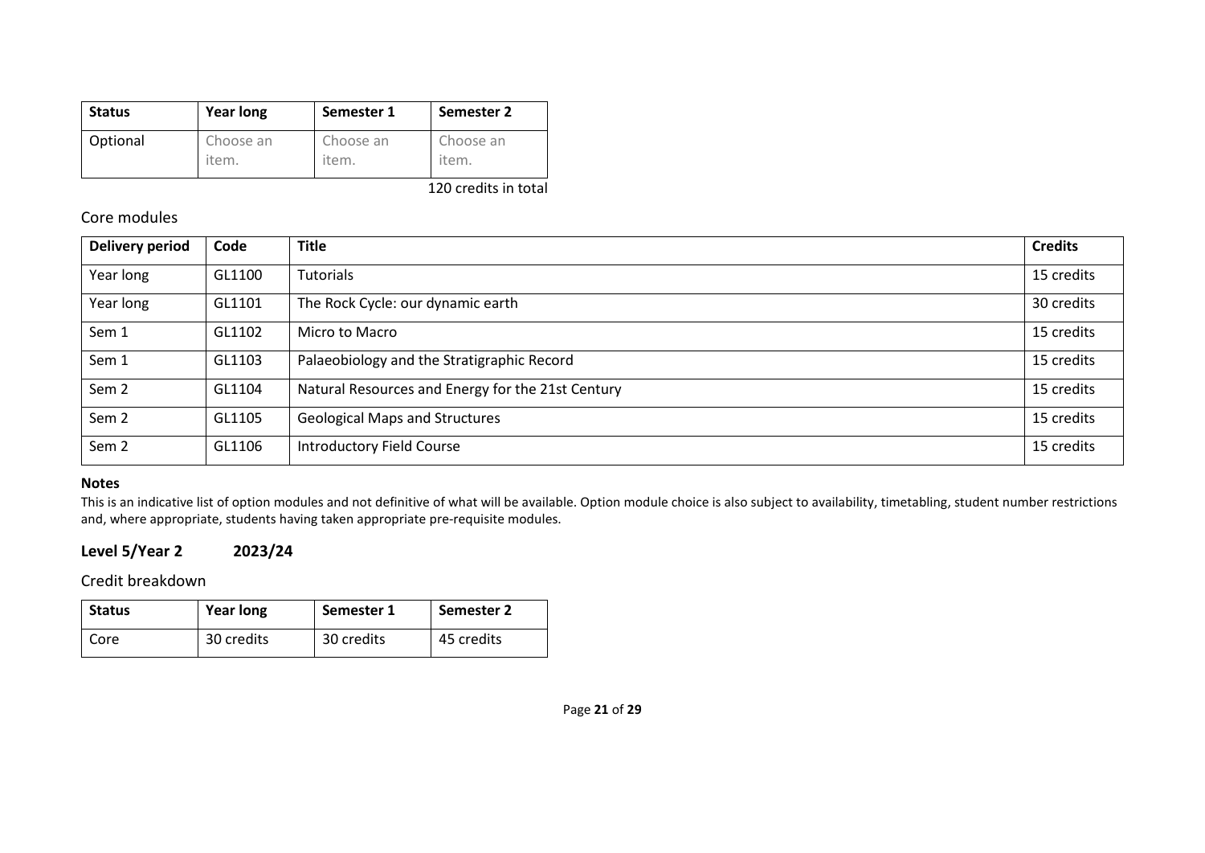| Status | Year long | Semester 1 | Semester 2 |
|---|---|---|---|
| Optional | Choose an item. | Choose an item. | Choose an item. |

120 credits in total

## Core modules

| Delivery period | Code | Title | Credits |
|---|---|---|---|
| Year long | GL1100 | Tutorials | 15 credits |
| Year long | GL1101 | The Rock Cycle: our dynamic earth | 30 credits |
| Sem 1 | GL1102 | Micro to Macro | 15 credits |
| Sem 1 | GL1103 | Palaeobiology and the Stratigraphic Record | 15 credits |
| Sem 2 | GL1104 | Natural Resources and Energy for the 21st Century | 15 credits |
| Sem 2 | GL1105 | Geological Maps and Structures | 15 credits |
| Sem 2 | GL1106 | Introductory Field Course | 15 credits |

**Notes**

This is an indicative list of option modules and not definitive of what will be available. Option module choice is also subject to availability, timetabling, student number restrictions and, where appropriate, students having taken appropriate pre-requisite modules.

## Level 5/Year 2 2023/24

### Credit breakdown

| Status | Year long | Semester 1 | Semester 2 |
|---|---|---|---|
| Core | 30 credits | 30 credits | 45 credits |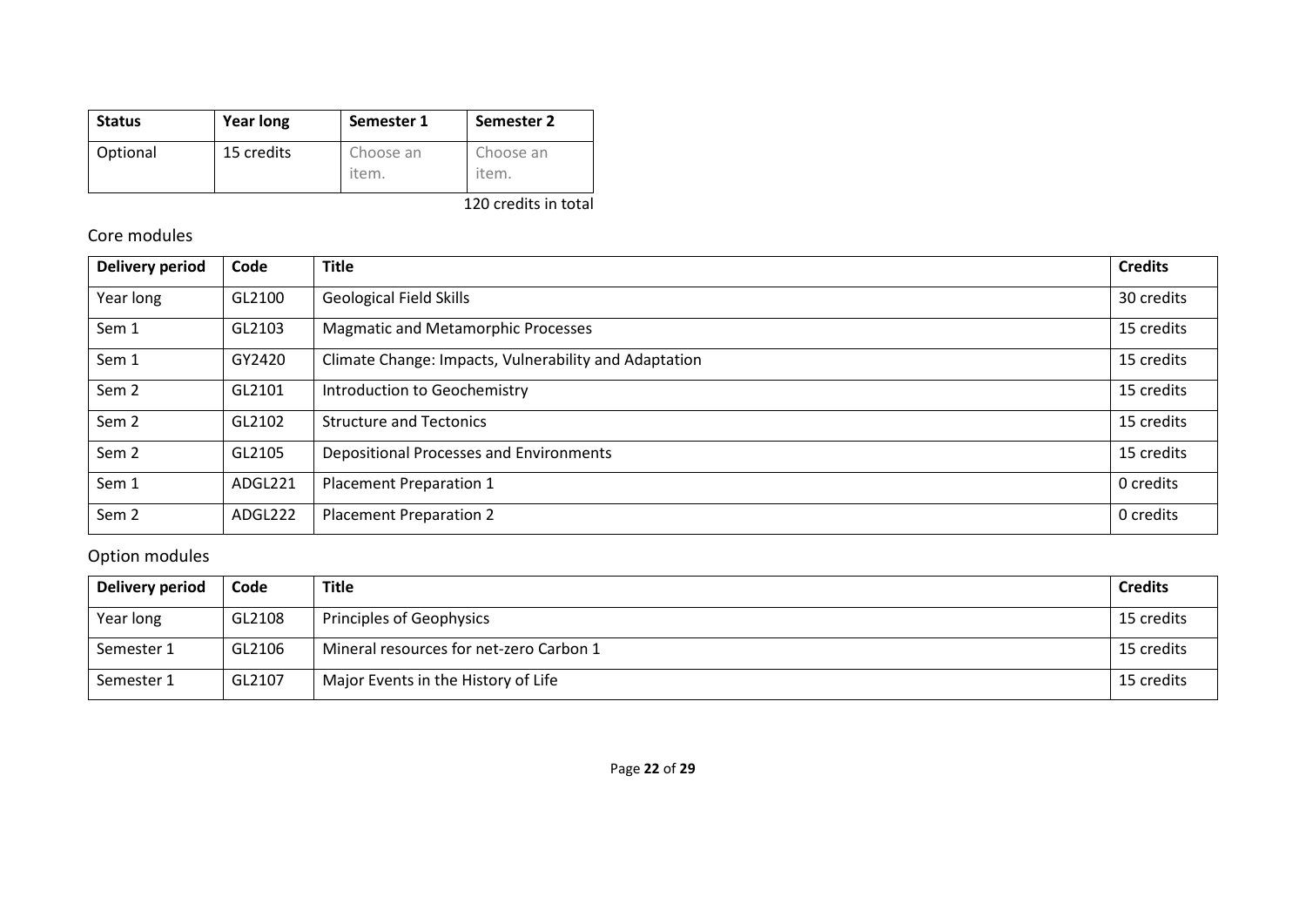| Status | Year long | Semester 1 | Semester 2 |
| --- | --- | --- | --- |
| Optional | 15 credits | Choose an item. | Choose an item. |

120 credits in total

## Core modules

| Delivery period | Code | Title | Credits |
| --- | --- | --- | --- |
| Year long | GL2100 | Geological Field Skills | 30 credits |
| Sem 1 | GL2103 | Magmatic and Metamorphic Processes | 15 credits |
| Sem 1 | GY2420 | Climate Change: Impacts, Vulnerability and Adaptation | 15 credits |
| Sem 2 | GL2101 | Introduction to Geochemistry | 15 credits |
| Sem 2 | GL2102 | Structure and Tectonics | 15 credits |
| Sem 2 | GL2105 | Depositional Processes and Environments | 15 credits |
| Sem 1 | ADGL221 | Placement Preparation 1 | 0 credits |
| Sem 2 | ADGL222 | Placement Preparation 2 | 0 credits |

## Option modules

| Delivery period | Code | Title | Credits |
| --- | --- | --- | --- |
| Year long | GL2108 | Principles of Geophysics | 15 credits |
| Semester 1 | GL2106 | Mineral resources for net-zero Carbon 1 | 15 credits |
| Semester 1 | GL2107 | Major Events in the History of Life | 15 credits |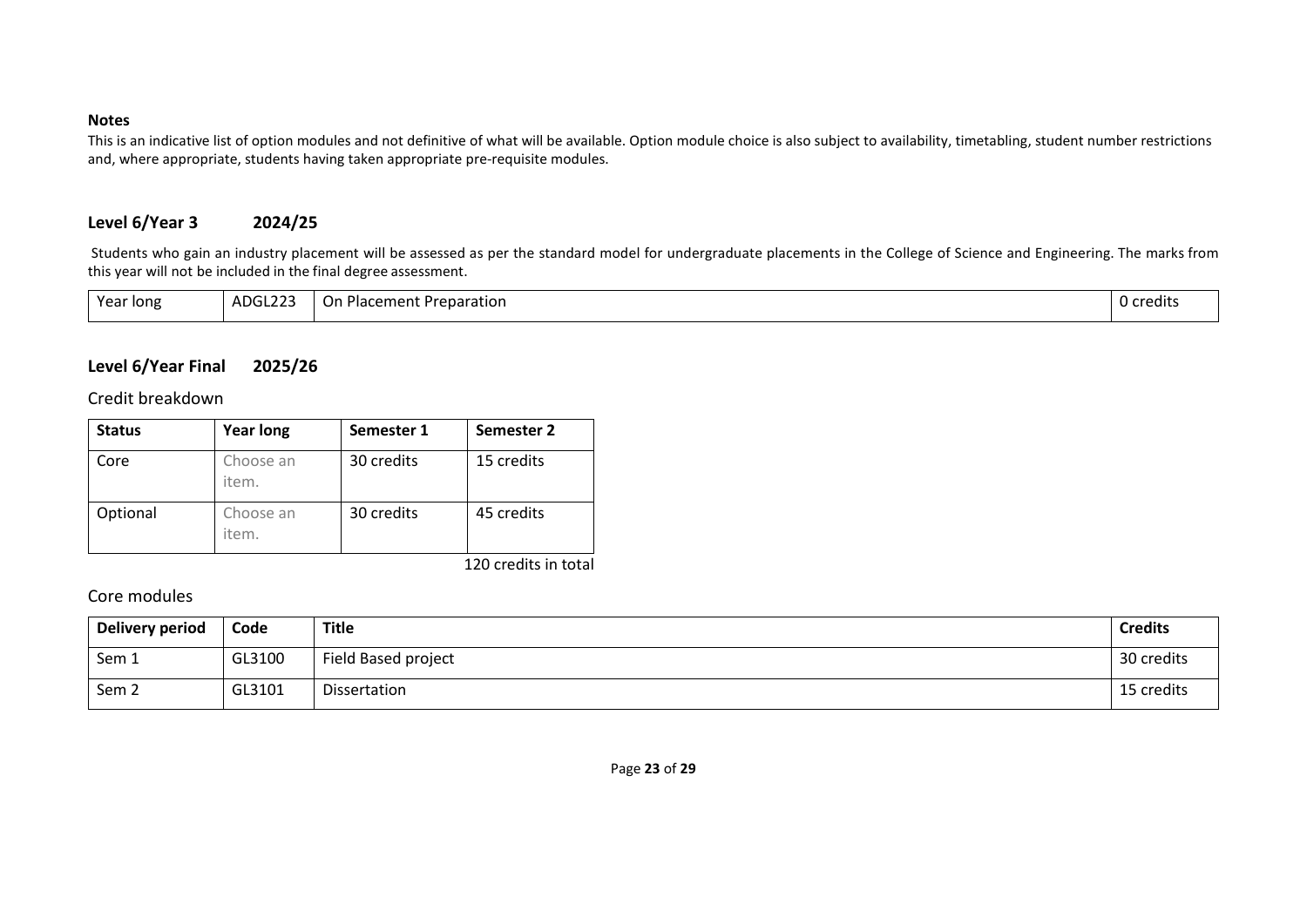**Notes**

This is an indicative list of option modules and not definitive of what will be available. Option module choice is also subject to availability, timetabling, student number restrictions and, where appropriate, students having taken appropriate pre-requisite modules.

## Level 6/Year 3 2024/25

Students who gain an industry placement will be assessed as per the standard model for undergraduate placements in the College of Science and Engineering. The marks from this year will not be included in the final degree assessment.

| Year long | ADGL223 | On Placement Preparation | 0 credits |
|---|---|---|---|

## Level 6/Year Final 2025/26

### Credit breakdown

| Status | Year long | Semester 1 | Semester 2 |
|---|---|---|---|
| Core | Choose an item. | 30 credits | 15 credits |
| Optional | Choose an item. | 30 credits | 45 credits |

120 credits in total

### Core modules

| Delivery period | Code | Title | Credits |
|---|---|---|---|
| Sem 1 | GL3100 | Field Based project | 30 credits |
| Sem 2 | GL3101 | Dissertation | 15 credits |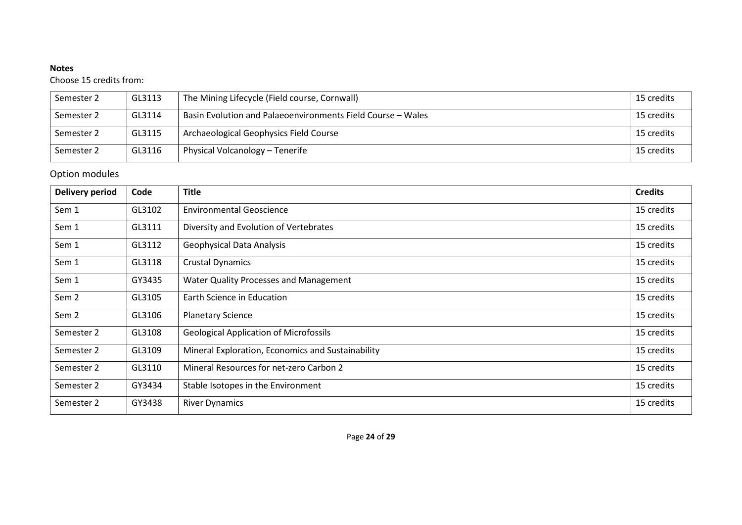**Notes**

Choose 15 credits from:

| | | | |
|---|---|---|---|
| Semester 2 | GL3113 | The Mining Lifecycle (Field course, Cornwall) | 15 credits |
| Semester 2 | GL3114 | Basin Evolution and Palaeoenvironments Field Course – Wales | 15 credits |
| Semester 2 | GL3115 | Archaeological Geophysics Field Course | 15 credits |
| Semester 2 | GL3116 | Physical Volcanology – Tenerife | 15 credits |

## Option modules

| Delivery period | Code | Title | Credits |
|---|---|---|---|
| Sem 1 | GL3102 | Environmental Geoscience | 15 credits |
| Sem 1 | GL3111 | Diversity and Evolution of Vertebrates | 15 credits |
| Sem 1 | GL3112 | Geophysical Data Analysis | 15 credits |
| Sem 1 | GL3118 | Crustal Dynamics | 15 credits |
| Sem 1 | GY3435 | Water Quality Processes and Management | 15 credits |
| Sem 2 | GL3105 | Earth Science in Education | 15 credits |
| Sem 2 | GL3106 | Planetary Science | 15 credits |
| Semester 2 | GL3108 | Geological Application of Microfossils | 15 credits |
| Semester 2 | GL3109 | Mineral Exploration, Economics and Sustainability | 15 credits |
| Semester 2 | GL3110 | Mineral Resources for net-zero Carbon 2 | 15 credits |
| Semester 2 | GY3434 | Stable Isotopes in the Environment | 15 credits |
| Semester 2 | GY3438 | River Dynamics | 15 credits |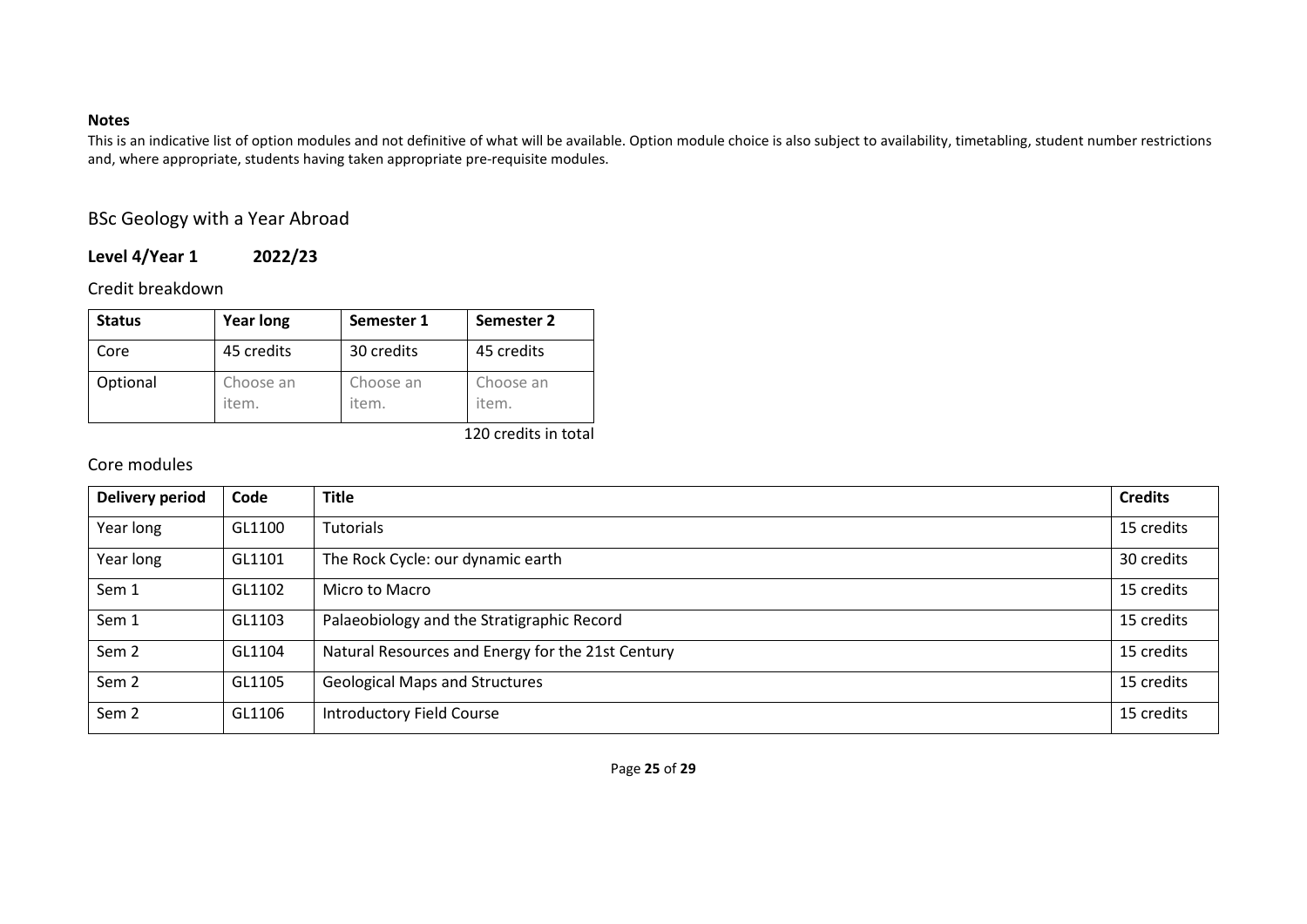**Notes**

This is an indicative list of option modules and not definitive of what will be available. Option module choice is also subject to availability, timetabling, student number restrictions and, where appropriate, students having taken appropriate pre-requisite modules.

## BSc Geology with a Year Abroad

### Level 4/Year 1 2022/23

#### Credit breakdown

| Status | Year long | Semester 1 | Semester 2 |
|---|---|---|---|
| Core | 45 credits | 30 credits | 45 credits |
| Optional | Choose an item. | Choose an item. | Choose an item. |

120 credits in total

#### Core modules

| Delivery period | Code | Title | Credits |
|---|---|---|---|
| Year long | GL1100 | Tutorials | 15 credits |
| Year long | GL1101 | The Rock Cycle: our dynamic earth | 30 credits |
| Sem 1 | GL1102 | Micro to Macro | 15 credits |
| Sem 1 | GL1103 | Palaeobiology and the Stratigraphic Record | 15 credits |
| Sem 2 | GL1104 | Natural Resources and Energy for the 21st Century | 15 credits |
| Sem 2 | GL1105 | Geological Maps and Structures | 15 credits |
| Sem 2 | GL1106 | Introductory Field Course | 15 credits |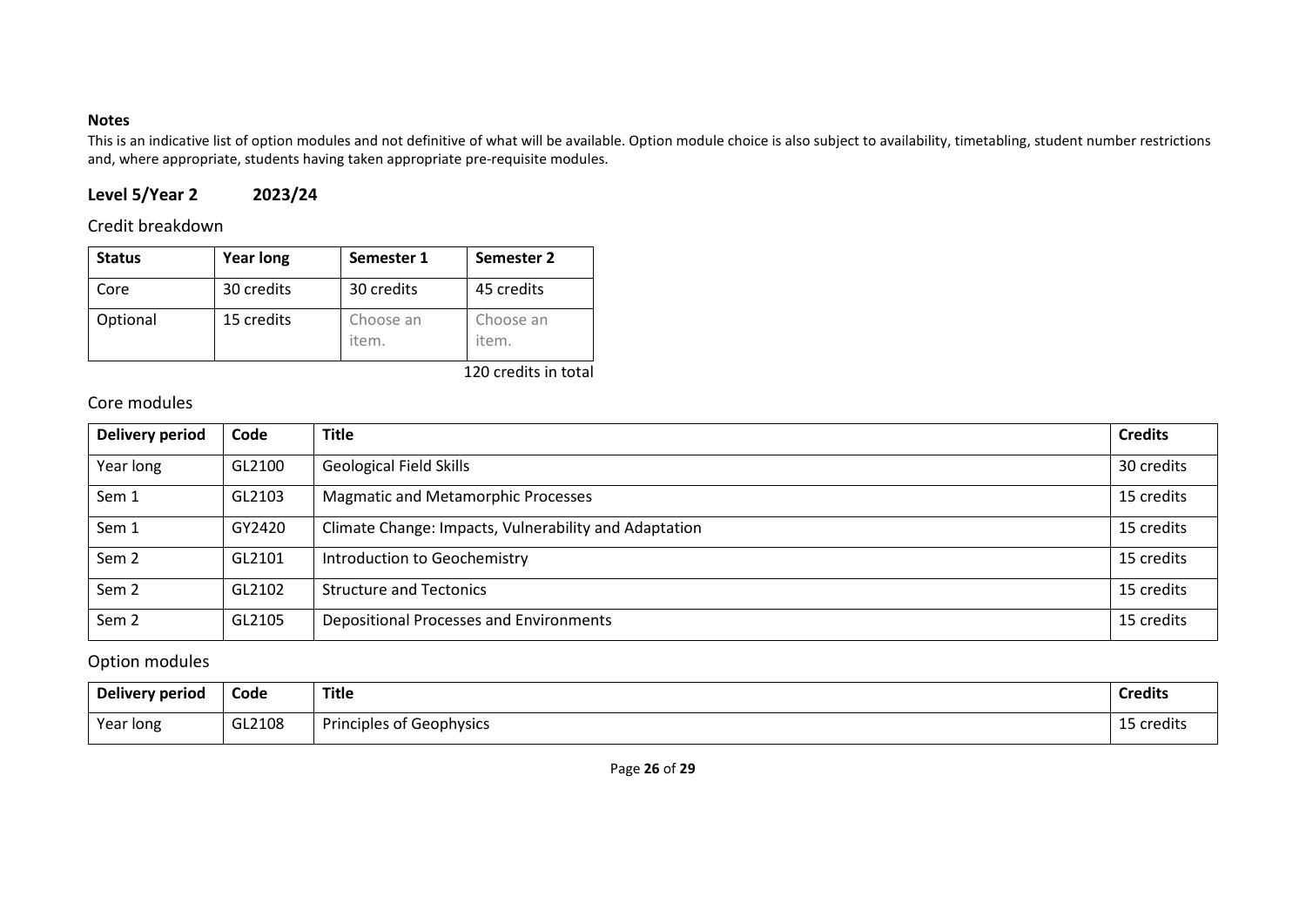**Notes**

This is an indicative list of option modules and not definitive of what will be available. Option module choice is also subject to availability, timetabling, student number restrictions and, where appropriate, students having taken appropriate pre-requisite modules.

## Level 5/Year 2 2023/24

### Credit breakdown

| Status | Year long | Semester 1 | Semester 2 |
| --- | --- | --- | --- |
| Core | 30 credits | 30 credits | 45 credits |
| Optional | 15 credits | Choose an item. | Choose an item. |

120 credits in total

### Core modules

| Delivery period | Code | Title | Credits |
| --- | --- | --- | --- |
| Year long | GL2100 | Geological Field Skills | 30 credits |
| Sem 1 | GL2103 | Magmatic and Metamorphic Processes | 15 credits |
| Sem 1 | GY2420 | Climate Change: Impacts, Vulnerability and Adaptation | 15 credits |
| Sem 2 | GL2101 | Introduction to Geochemistry | 15 credits |
| Sem 2 | GL2102 | Structure and Tectonics | 15 credits |
| Sem 2 | GL2105 | Depositional Processes and Environments | 15 credits |

### Option modules

| Delivery period | Code | Title | Credits |
| --- | --- | --- | --- |
| Year long | GL2108 | Principles of Geophysics | 15 credits |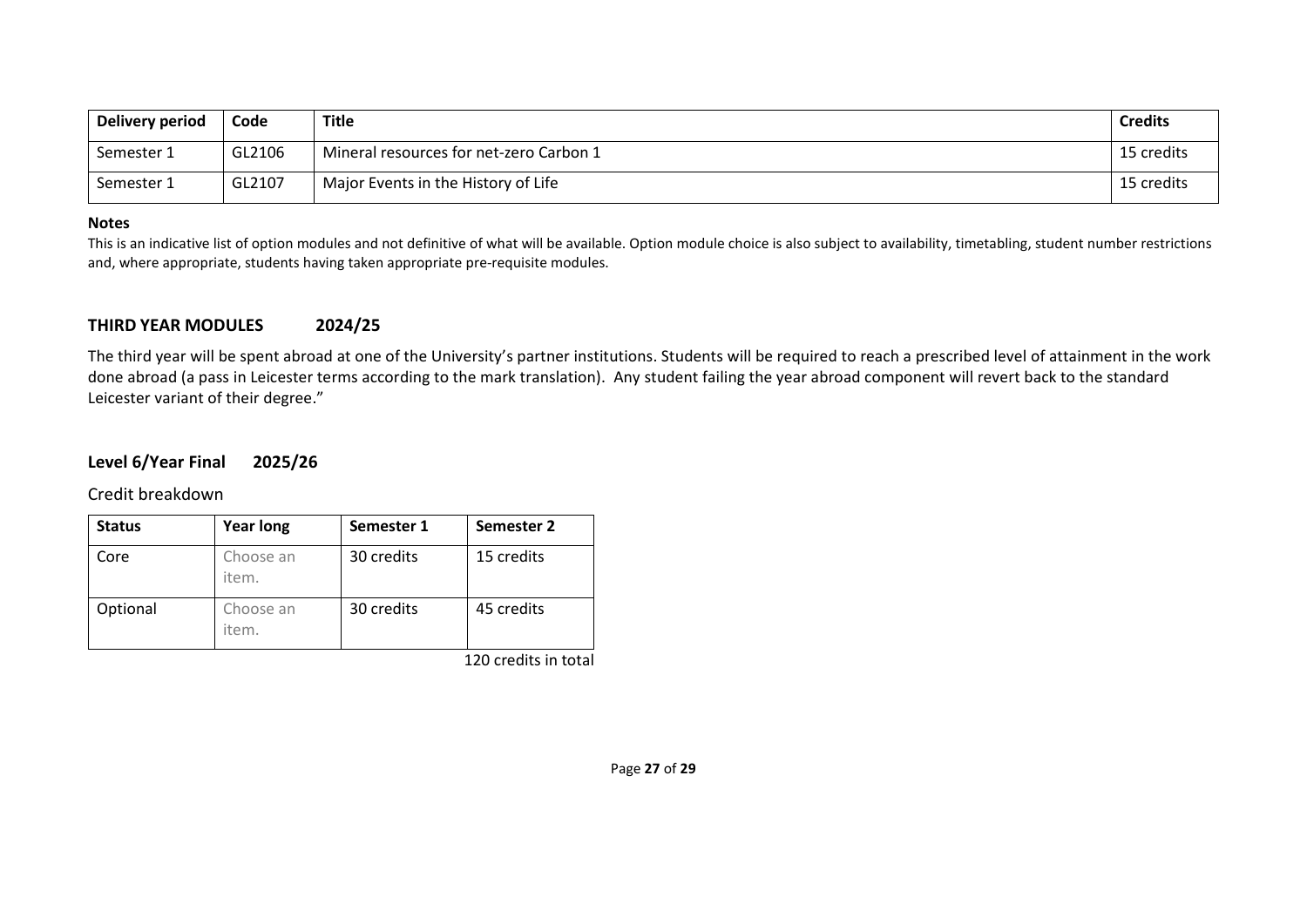| Delivery period | Code | Title | Credits |
| --- | --- | --- | --- |
| Semester 1 | GL2106 | Mineral resources for net-zero Carbon 1 | 15 credits |
| Semester 1 | GL2107 | Major Events in the History of Life | 15 credits |

**Notes**

This is an indicative list of option modules and not definitive of what will be available. Option module choice is also subject to availability, timetabling, student number restrictions and, where appropriate, students having taken appropriate pre-requisite modules.

## THIRD YEAR MODULES 2024/25

The third year will be spent abroad at one of the University's partner institutions. Students will be required to reach a prescribed level of attainment in the work done abroad (a pass in Leicester terms according to the mark translation). Any student failing the year abroad component will revert back to the standard Leicester variant of their degree."

## Level 6/Year Final 2025/26

Credit breakdown

| Status | Year long | Semester 1 | Semester 2 |
| --- | --- | --- | --- |
| Core | Choose an item. | 30 credits | 15 credits |
| Optional | Choose an item. | 30 credits | 45 credits |

120 credits in total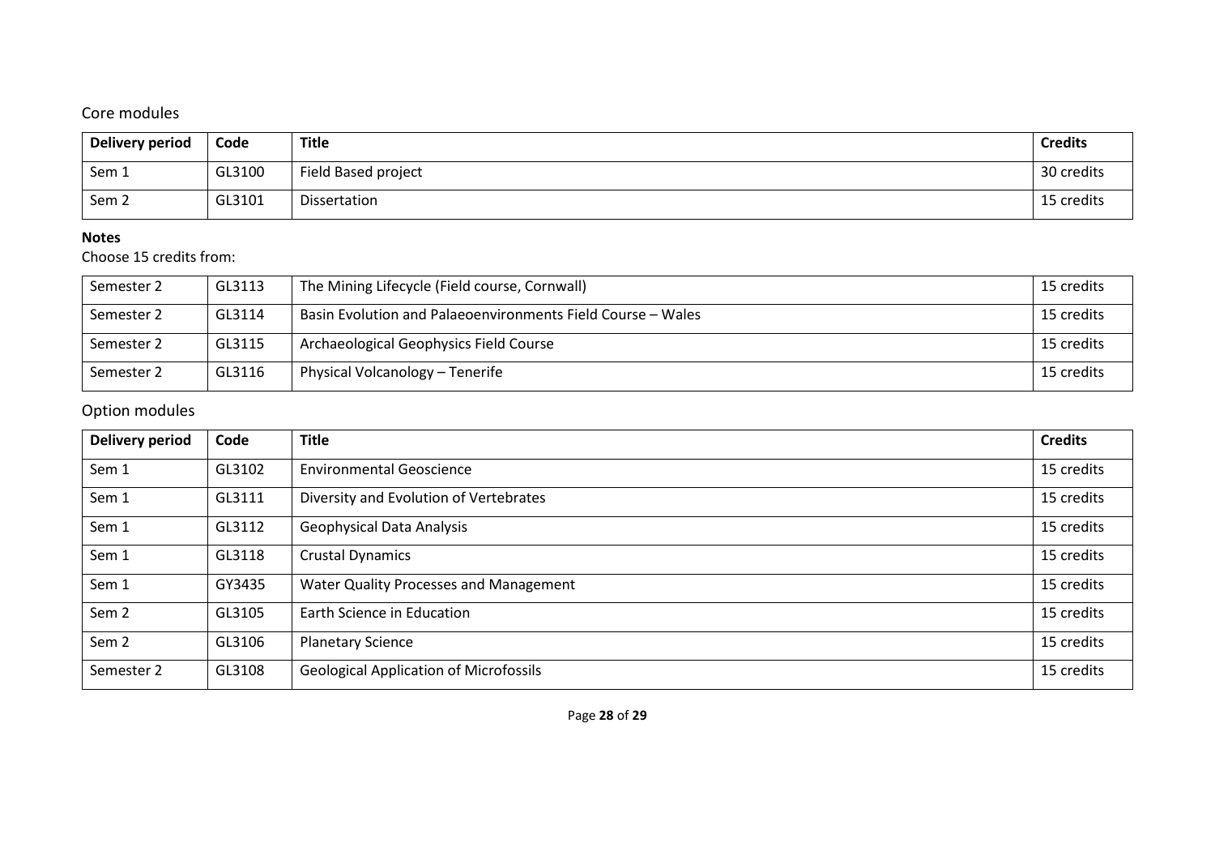## Core modules

| Delivery period | Code | Title | Credits |
|---|---|---|---|
| Sem 1 | GL3100 | Field Based project | 30 credits |
| Sem 2 | GL3101 | Dissertation | 15 credits |

**Notes**

Choose 15 credits from:

| | | | |
|---|---|---|---|
| Semester 2 | GL3113 | The Mining Lifecycle (Field course, Cornwall) | 15 credits |
| Semester 2 | GL3114 | Basin Evolution and Palaeoenvironments Field Course – Wales | 15 credits |
| Semester 2 | GL3115 | Archaeological Geophysics Field Course | 15 credits |
| Semester 2 | GL3116 | Physical Volcanology – Tenerife | 15 credits |

## Option modules

| Delivery period | Code | Title | Credits |
|---|---|---|---|
| Sem 1 | GL3102 | Environmental Geoscience | 15 credits |
| Sem 1 | GL3111 | Diversity and Evolution of Vertebrates | 15 credits |
| Sem 1 | GL3112 | Geophysical Data Analysis | 15 credits |
| Sem 1 | GL3118 | Crustal Dynamics | 15 credits |
| Sem 1 | GY3435 | Water Quality Processes and Management | 15 credits |
| Sem 2 | GL3105 | Earth Science in Education | 15 credits |
| Sem 2 | GL3106 | Planetary Science | 15 credits |
| Semester 2 | GL3108 | Geological Application of Microfossils | 15 credits |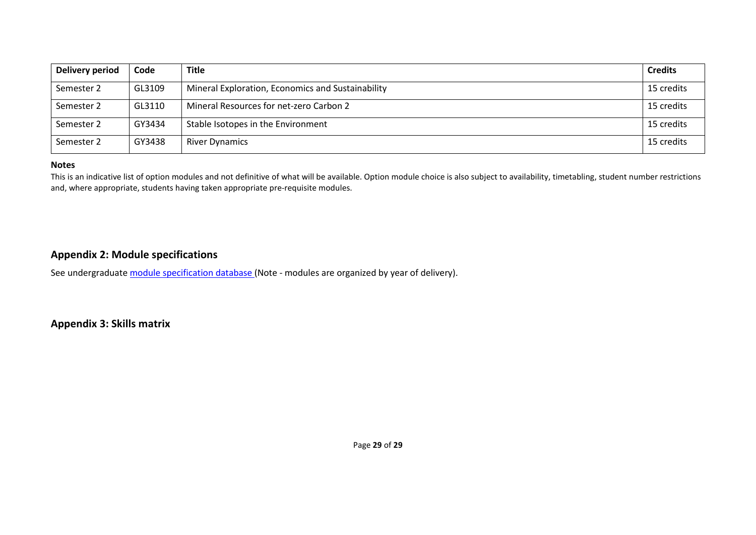| Delivery period | Code | Title | Credits |
|---|---|---|---|
| Semester 2 | GL3109 | Mineral Exploration, Economics and Sustainability | 15 credits |
| Semester 2 | GL3110 | Mineral Resources for net-zero Carbon 2 | 15 credits |
| Semester 2 | GY3434 | Stable Isotopes in the Environment | 15 credits |
| Semester 2 | GY3438 | River Dynamics | 15 credits |

**Notes**

This is an indicative list of option modules and not definitive of what will be available. Option module choice is also subject to availability, timetabling, student number restrictions and, where appropriate, students having taken appropriate pre-requisite modules.

## Appendix 2: Module specifications

See undergraduate module specification database (Note - modules are organized by year of delivery).

## Appendix 3: Skills matrix